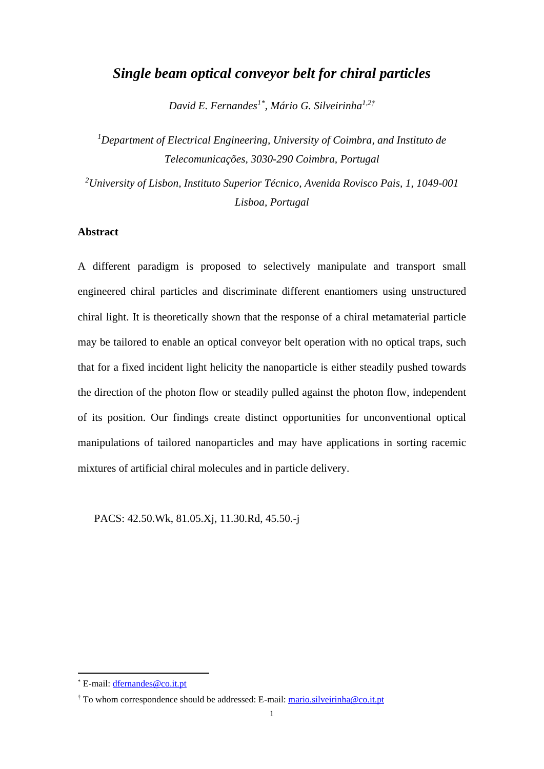# *Single beam optical conveyor belt for chiral particles*

*David E. Fernandes[1*], Mário G. Silveirinha[1,2†]*

*[1]Department of Electrical Engineering, University of Coimbra, and Instituto de Telecomunicações, 3030-290 Coimbra, Portugal*

*[2]University of Lisbon, Instituto Superior Técnico, Avenida Rovisco Pais, 1, 1049-001 Lisboa, Portugal*

## Abstract

A different paradigm is proposed to selectively manipulate and transport small engineered chiral particles and discriminate different enantiomers using unstructured chiral light. It is theoretically shown that the response of a chiral metamaterial particle may be tailored to enable an optical conveyor belt operation with no optical traps, such that for a fixed incident light helicity the nanoparticle is either steadily pushed towards the direction of the photon flow or steadily pulled against the photon flow, independent of its position. Our findings create distinct opportunities for unconventional optical manipulations of tailored nanoparticles and may have applications in sorting racemic mixtures of artificial chiral molecules and in particle delivery.

PACS: 42.50.Wk, 81.05.Xj, 11.30.Rd, 45.50.-j

---

[*] E-mail: dfernandes@co.it.pt

[†] To whom correspondence should be addressed: E-mail: mario.silveirinha@co.it.pt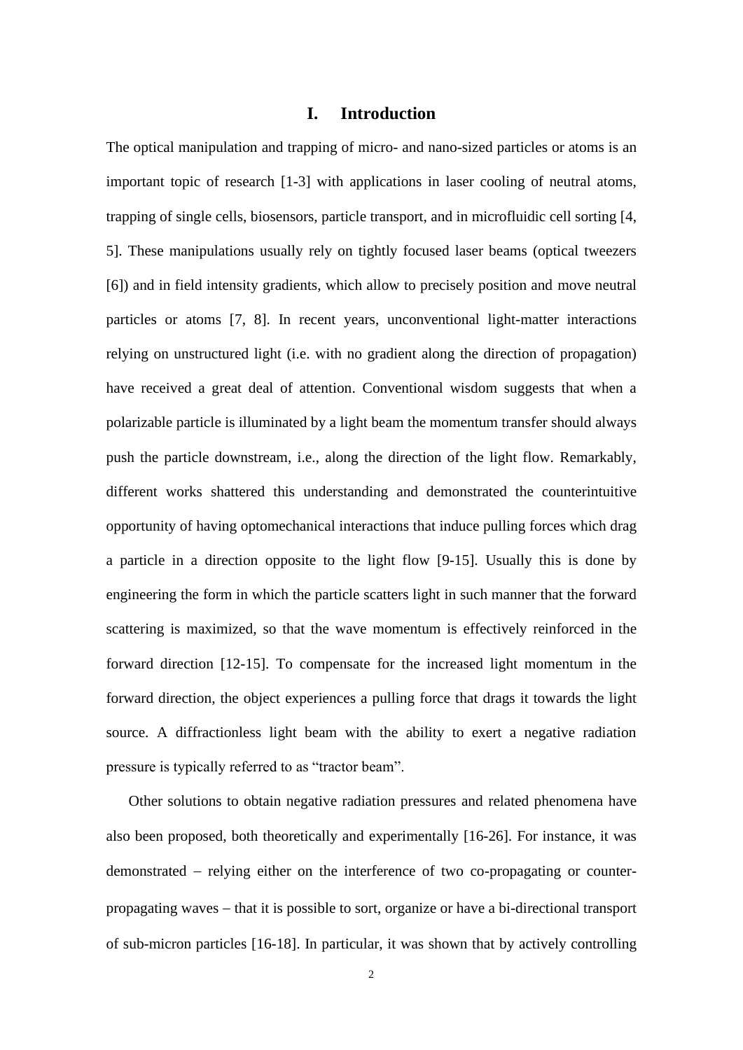# I. Introduction

The optical manipulation and trapping of micro- and nano-sized particles or atoms is an important topic of research [1-3] with applications in laser cooling of neutral atoms, trapping of single cells, biosensors, particle transport, and in microfluidic cell sorting [4, 5]. These manipulations usually rely on tightly focused laser beams (optical tweezers [6]) and in field intensity gradients, which allow to precisely position and move neutral particles or atoms [7, 8]. In recent years, unconventional light-matter interactions relying on unstructured light (i.e. with no gradient along the direction of propagation) have received a great deal of attention. Conventional wisdom suggests that when a polarizable particle is illuminated by a light beam the momentum transfer should always push the particle downstream, i.e., along the direction of the light flow. Remarkably, different works shattered this understanding and demonstrated the counterintuitive opportunity of having optomechanical interactions that induce pulling forces which drag a particle in a direction opposite to the light flow [9-15]. Usually this is done by engineering the form in which the particle scatters light in such manner that the forward scattering is maximized, so that the wave momentum is effectively reinforced in the forward direction [12-15]. To compensate for the increased light momentum in the forward direction, the object experiences a pulling force that drags it towards the light source. A diffractionless light beam with the ability to exert a negative radiation pressure is typically referred to as "tractor beam".

Other solutions to obtain negative radiation pressures and related phenomena have also been proposed, both theoretically and experimentally [16-26]. For instance, it was demonstrated – relying either on the interference of two co-propagating or counter-propagating waves – that it is possible to sort, organize or have a bi-directional transport of sub-micron particles [16-18]. In particular, it was shown that by actively controlling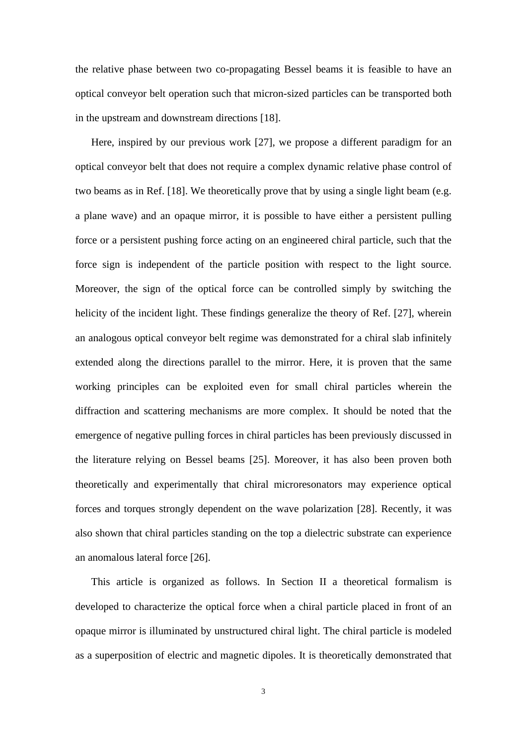the relative phase between two co-propagating Bessel beams it is feasible to have an optical conveyor belt operation such that micron-sized particles can be transported both in the upstream and downstream directions [18].

Here, inspired by our previous work [27], we propose a different paradigm for an optical conveyor belt that does not require a complex dynamic relative phase control of two beams as in Ref. [18]. We theoretically prove that by using a single light beam (e.g. a plane wave) and an opaque mirror, it is possible to have either a persistent pulling force or a persistent pushing force acting on an engineered chiral particle, such that the force sign is independent of the particle position with respect to the light source. Moreover, the sign of the optical force can be controlled simply by switching the helicity of the incident light. These findings generalize the theory of Ref. [27], wherein an analogous optical conveyor belt regime was demonstrated for a chiral slab infinitely extended along the directions parallel to the mirror. Here, it is proven that the same working principles can be exploited even for small chiral particles wherein the diffraction and scattering mechanisms are more complex. It should be noted that the emergence of negative pulling forces in chiral particles has been previously discussed in the literature relying on Bessel beams [25]. Moreover, it has also been proven both theoretically and experimentally that chiral microresonators may experience optical forces and torques strongly dependent on the wave polarization [28]. Recently, it was also shown that chiral particles standing on the top a dielectric substrate can experience an anomalous lateral force [26].

This article is organized as follows. In Section II a theoretical formalism is developed to characterize the optical force when a chiral particle placed in front of an opaque mirror is illuminated by unstructured chiral light. The chiral particle is modeled as a superposition of electric and magnetic dipoles. It is theoretically demonstrated that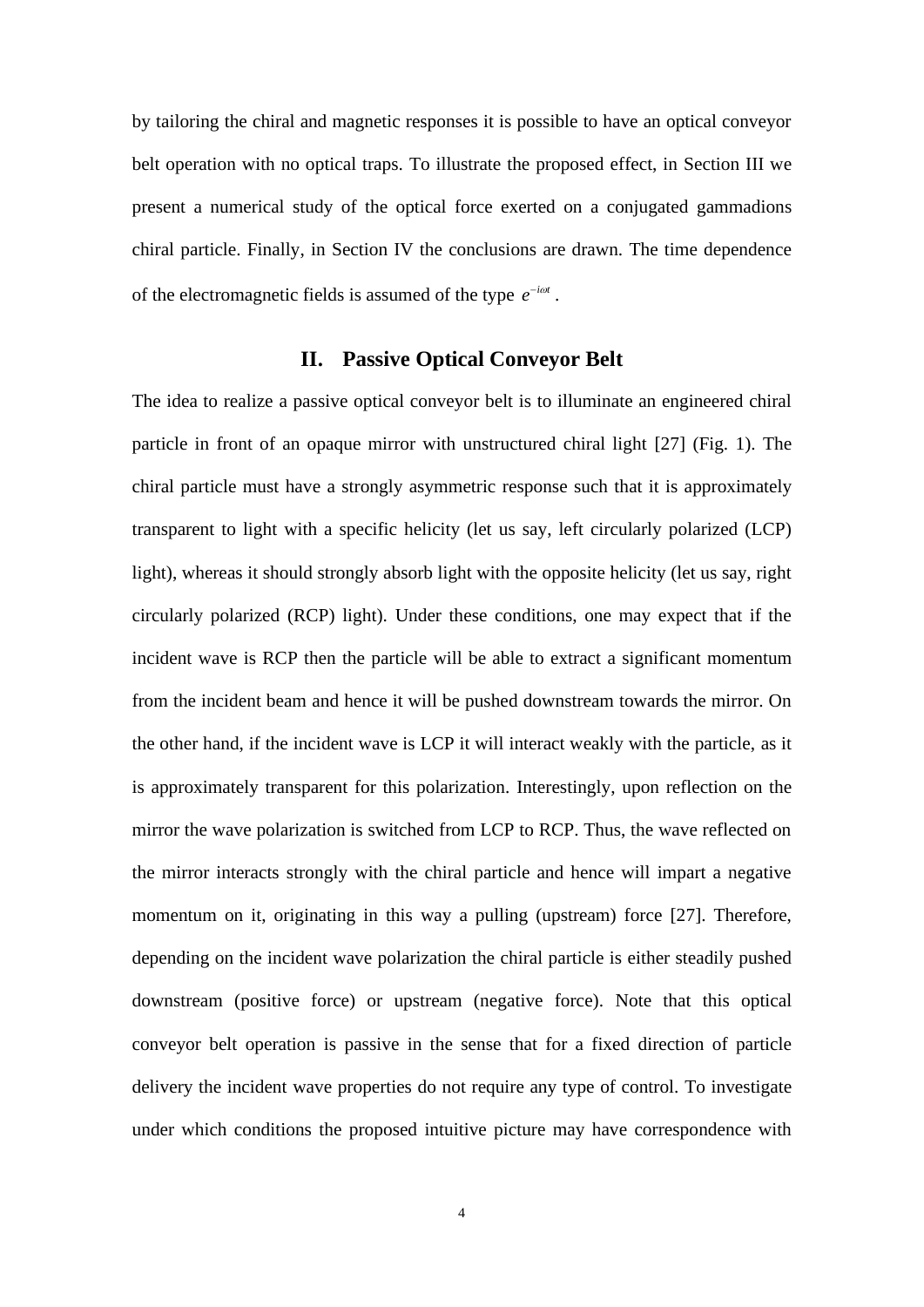by tailoring the chiral and magnetic responses it is possible to have an optical conveyor belt operation with no optical traps. To illustrate the proposed effect, in Section III we present a numerical study of the optical force exerted on a conjugated gammadions chiral particle. Finally, in Section IV the conclusions are drawn. The time dependence of the electromagnetic fields is assumed of the type $e^{-i\omega t}$.

## II. Passive Optical Conveyor Belt

The idea to realize a passive optical conveyor belt is to illuminate an engineered chiral particle in front of an opaque mirror with unstructured chiral light [27] (Fig. 1). The chiral particle must have a strongly asymmetric response such that it is approximately transparent to light with a specific helicity (let us say, left circularly polarized (LCP) light), whereas it should strongly absorb light with the opposite helicity (let us say, right circularly polarized (RCP) light). Under these conditions, one may expect that if the incident wave is RCP then the particle will be able to extract a significant momentum from the incident beam and hence it will be pushed downstream towards the mirror. On the other hand, if the incident wave is LCP it will interact weakly with the particle, as it is approximately transparent for this polarization. Interestingly, upon reflection on the mirror the wave polarization is switched from LCP to RCP. Thus, the wave reflected on the mirror interacts strongly with the chiral particle and hence will impart a negative momentum on it, originating in this way a pulling (upstream) force [27]. Therefore, depending on the incident wave polarization the chiral particle is either steadily pushed downstream (positive force) or upstream (negative force). Note that this optical conveyor belt operation is passive in the sense that for a fixed direction of particle delivery the incident wave properties do not require any type of control. To investigate under which conditions the proposed intuitive picture may have correspondence with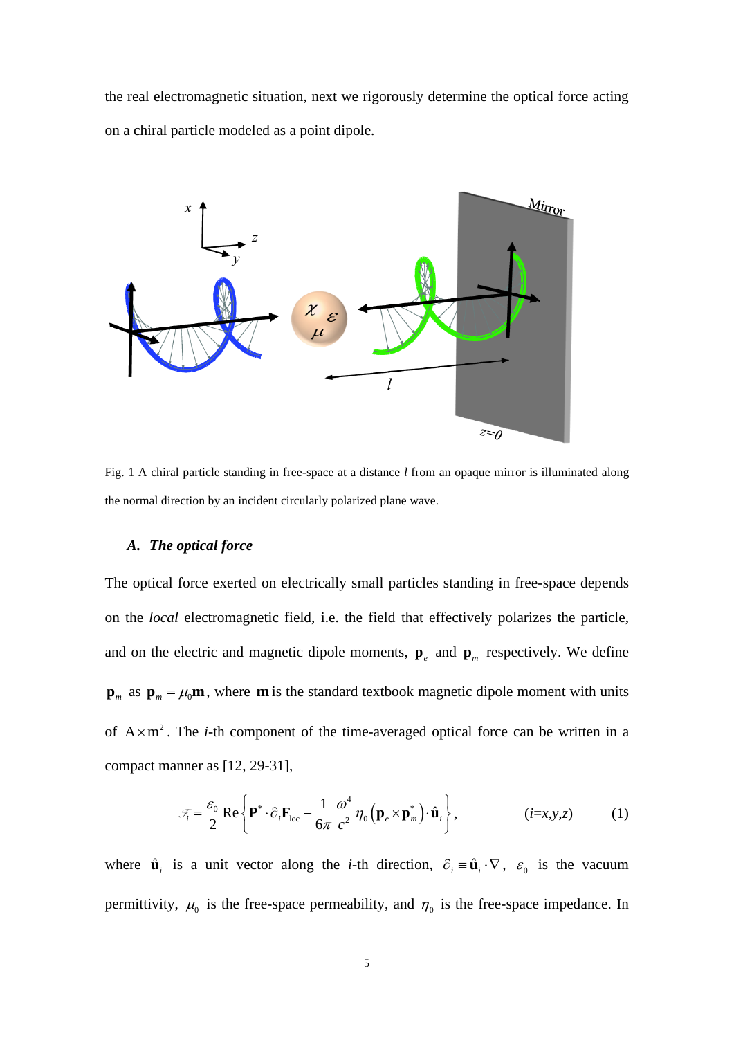the real electromagnetic situation, next we rigorously determine the optical force acting on a chiral particle modeled as a point dipole.

Fig. 1 A chiral particle standing in free-space at a distance $l$ from an opaque mirror is illuminated along the normal direction by an incident circularly polarized plane wave.

### *A. The optical force*

The optical force exerted on electrically small particles standing in free-space depends on the *local* electromagnetic field, i.e. the field that effectively polarizes the particle, and on the electric and magnetic dipole moments, $\mathbf{p}_e$ and $\mathbf{p}_m$ respectively. We define $\mathbf{p}_m$ as $\mathbf{p}_m = \mu_0 \mathbf{m}$, where $\mathbf{m}$ is the standard textbook magnetic dipole moment with units of $\mathrm{A} \times \mathrm{m}^2$. The *i*-th component of the time-averaged optical force can be written in a compact manner as [12, 29-31],

$$\mathscr{F}_i = \frac{\varepsilon_0}{2} \mathrm{Re}\left\{ \mathbf{P}^* \cdot \partial_i \mathbf{F}_{\mathrm{loc}} - \frac{1}{6\pi} \frac{\omega^4}{c^2} \eta_0 \left( \mathbf{p}_e \times \mathbf{p}_m^* \right) \cdot \hat{\mathbf{u}}_i \right\}, \qquad (i=x,y,z) \qquad (1)$$

where $\hat{\mathbf{u}}_i$ is a unit vector along the *i*-th direction, $\partial_i \equiv \hat{\mathbf{u}}_i \cdot \nabla$, $\varepsilon_0$ is the vacuum permittivity, $\mu_0$ is the free-space permeability, and $\eta_0$ is the free-space impedance. In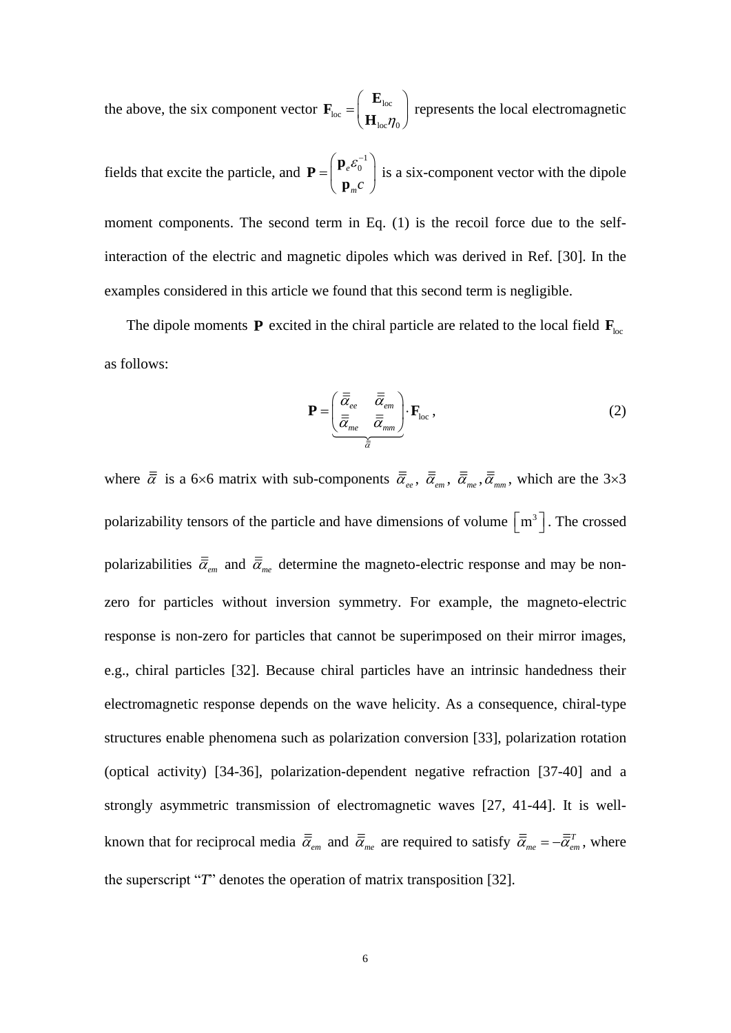the above, the six component vector $\mathbf{F}_{\text{loc}} = \begin{pmatrix} \mathbf{E}_{\text{loc}} \\ \mathbf{H}_{\text{loc}}\eta_0 \end{pmatrix}$ represents the local electromagnetic fields that excite the particle, and $\mathbf{P} = \begin{pmatrix} \mathbf{p}_e \varepsilon_0^{-1} \\ \mathbf{p}_m c \end{pmatrix}$ is a six-component vector with the dipole moment components. The second term in Eq. (1) is the recoil force due to the self-interaction of the electric and magnetic dipoles which was derived in Ref. [30]. In the examples considered in this article we found that this second term is negligible.

The dipole moments $\mathbf{P}$ excited in the chiral particle are related to the local field $\mathbf{F}_{\text{loc}}$ as follows:

$$\mathbf{P} = \underbrace{\begin{pmatrix} \overline{\overline{\alpha}}_{ee} & \overline{\overline{\alpha}}_{em} \\ \overline{\overline{\alpha}}_{me} & \overline{\overline{\alpha}}_{mm} \end{pmatrix}}_{\overline{\overline{\alpha}}} \cdot \mathbf{F}_{\text{loc}}, \tag{2}$$

where $\overline{\overline{\alpha}}$ is a 6×6 matrix with sub-components $\overline{\overline{\alpha}}_{ee}$, $\overline{\overline{\alpha}}_{em}$, $\overline{\overline{\alpha}}_{me}$, $\overline{\overline{\alpha}}_{mm}$, which are the 3×3 polarizability tensors of the particle and have dimensions of volume $\left[\text{m}^3\right]$. The crossed polarizabilities $\overline{\overline{\alpha}}_{em}$ and $\overline{\overline{\alpha}}_{me}$ determine the magneto-electric response and may be non-zero for particles without inversion symmetry. For example, the magneto-electric response is non-zero for particles that cannot be superimposed on their mirror images, e.g., chiral particles [32]. Because chiral particles have an intrinsic handedness their electromagnetic response depends on the wave helicity. As a consequence, chiral-type structures enable phenomena such as polarization conversion [33], polarization rotation (optical activity) [34-36], polarization-dependent negative refraction [37-40] and a strongly asymmetric transmission of electromagnetic waves [27, 41-44]. It is well-known that for reciprocal media $\overline{\overline{\alpha}}_{em}$ and $\overline{\overline{\alpha}}_{me}$ are required to satisfy $\overline{\overline{\alpha}}_{me} = -\overline{\overline{\alpha}}_{em}^{T}$, where the superscript "*T*" denotes the operation of matrix transposition [32].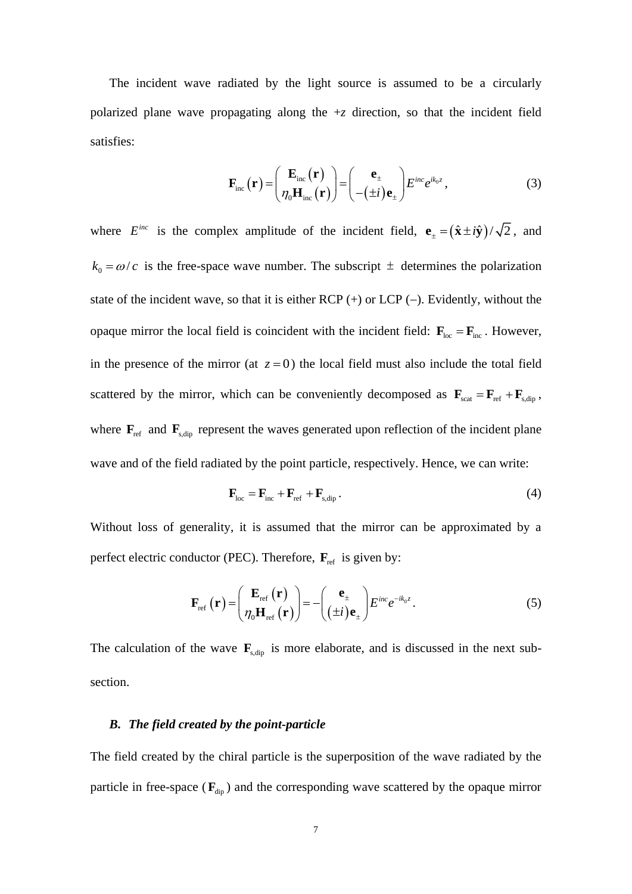The incident wave radiated by the light source is assumed to be a circularly polarized plane wave propagating along the +*z* direction, so that the incident field satisfies:

$$\mathbf{F}_{\rm inc}\left(\mathbf{r}\right)=\begin{pmatrix}\mathbf{E}_{\rm inc}\left(\mathbf{r}\right)\\ \eta_0\mathbf{H}_{\rm inc}\left(\mathbf{r}\right)\end{pmatrix}=\begin{pmatrix}\mathbf{e}_{\pm}\\ -\left(\pm i\right)\mathbf{e}_{\pm}\end{pmatrix}E^{inc}e^{ik_0 z}, \tag{3}$$

where $E^{inc}$ is the complex amplitude of the incident field, $\mathbf{e}_{\pm}=\left(\hat{\mathbf{x}}\pm i\hat{\mathbf{y}}\right)/\sqrt{2}$, and $k_0=\omega/c$ is the free-space wave number. The subscript $\pm$ determines the polarization state of the incident wave, so that it is either RCP (+) or LCP (–). Evidently, without the opaque mirror the local field is coincident with the incident field: $\mathbf{F}_{\rm loc}=\mathbf{F}_{\rm inc}$. However, in the presence of the mirror (at $z=0$) the local field must also include the total field scattered by the mirror, which can be conveniently decomposed as $\mathbf{F}_{\rm scat}=\mathbf{F}_{\rm ref}+\mathbf{F}_{\rm s,dip}$, where $\mathbf{F}_{\rm ref}$ and $\mathbf{F}_{\rm s,dip}$ represent the waves generated upon reflection of the incident plane wave and of the field radiated by the point particle, respectively. Hence, we can write:

$$\mathbf{F}_{\rm loc}=\mathbf{F}_{\rm inc}+\mathbf{F}_{\rm ref}+\mathbf{F}_{\rm s,dip}. \tag{4}$$

Without loss of generality, it is assumed that the mirror can be approximated by a perfect electric conductor (PEC). Therefore, $\mathbf{F}_{\rm ref}$ is given by:

$$\mathbf{F}_{\rm ref}\left(\mathbf{r}\right)=\begin{pmatrix}\mathbf{E}_{\rm ref}\left(\mathbf{r}\right)\\ \eta_0\mathbf{H}_{\rm ref}\left(\mathbf{r}\right)\end{pmatrix}=-\begin{pmatrix}\mathbf{e}_{\pm}\\ \left(\pm i\right)\mathbf{e}_{\pm}\end{pmatrix}E^{inc}e^{-ik_0 z}. \tag{5}$$

The calculation of the wave $\mathbf{F}_{\rm s,dip}$ is more elaborate, and is discussed in the next sub-section.

### *B. The field created by the point-particle*

The field created by the chiral particle is the superposition of the wave radiated by the particle in free-space ($\mathbf{F}_{\rm dip}$) and the corresponding wave scattered by the opaque mirror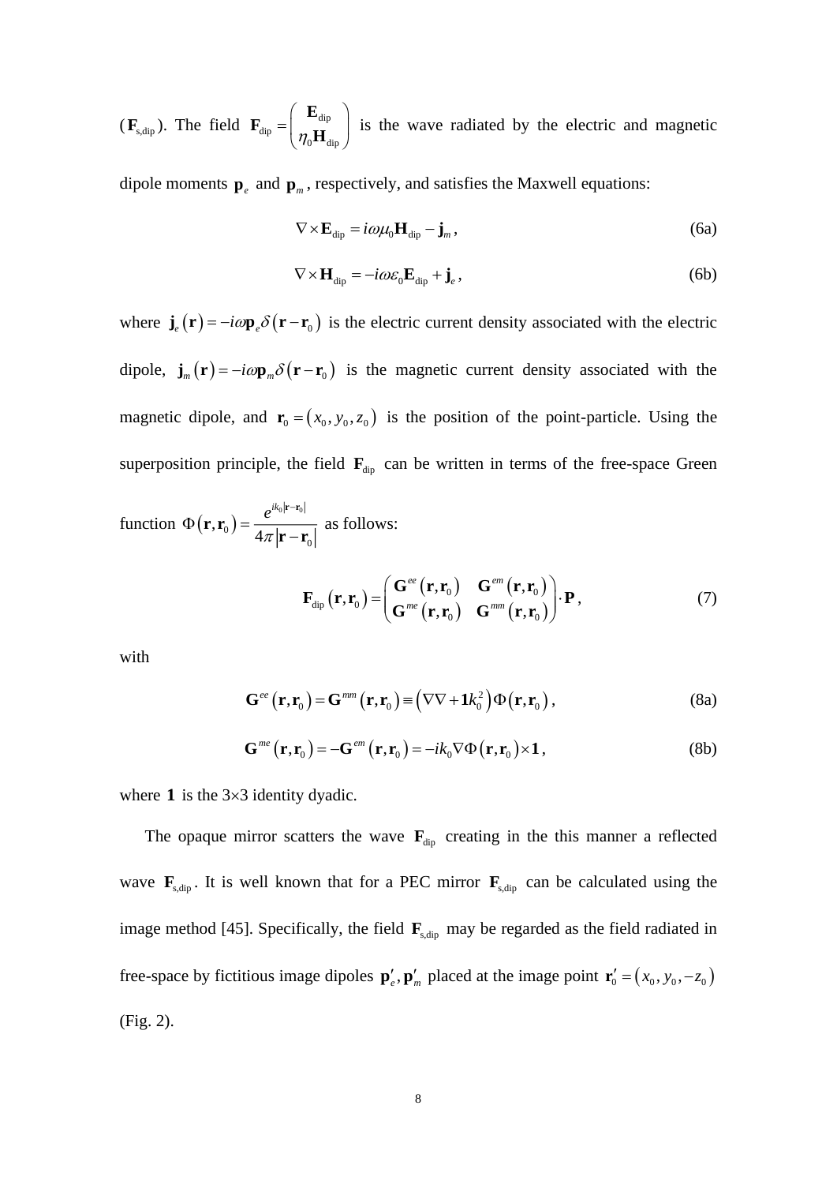($\mathbf{F}_{\text{s,dip}}$). The field $\mathbf{F}_{\text{dip}} = \begin{pmatrix} \mathbf{E}_{\text{dip}} \\ \eta_0 \mathbf{H}_{\text{dip}} \end{pmatrix}$ is the wave radiated by the electric and magnetic dipole moments $\mathbf{p}_e$ and $\mathbf{p}_m$, respectively, and satisfies the Maxwell equations:

$$\nabla \times \mathbf{E}_{\text{dip}} = i\omega\mu_0 \mathbf{H}_{\text{dip}} - \mathbf{j}_m, \tag{6a}$$

$$\nabla \times \mathbf{H}_{\text{dip}} = -i\omega\varepsilon_0 \mathbf{E}_{\text{dip}} + \mathbf{j}_e, \tag{6b}$$

where $\mathbf{j}_e(\mathbf{r}) = -i\omega \mathbf{p}_e \delta(\mathbf{r} - \mathbf{r}_0)$ is the electric current density associated with the electric dipole, $\mathbf{j}_m(\mathbf{r}) = -i\omega \mathbf{p}_m \delta(\mathbf{r} - \mathbf{r}_0)$ is the magnetic current density associated with the magnetic dipole, and $\mathbf{r}_0 = (x_0, y_0, z_0)$ is the position of the point-particle. Using the superposition principle, the field $\mathbf{F}_{\text{dip}}$ can be written in terms of the free-space Green function $\Phi(\mathbf{r}, \mathbf{r}_0) = \dfrac{e^{ik_0|\mathbf{r}-\mathbf{r}_0|}}{4\pi|\mathbf{r}-\mathbf{r}_0|}$ as follows:

$$\mathbf{F}_{\text{dip}}(\mathbf{r}, \mathbf{r}_0) = \begin{pmatrix} \mathbf{G}^{ee}(\mathbf{r}, \mathbf{r}_0) & \mathbf{G}^{em}(\mathbf{r}, \mathbf{r}_0) \\ \mathbf{G}^{me}(\mathbf{r}, \mathbf{r}_0) & \mathbf{G}^{mm}(\mathbf{r}, \mathbf{r}_0) \end{pmatrix} \cdot \mathbf{P}, \tag{7}$$

with

$$\mathbf{G}^{ee}(\mathbf{r}, \mathbf{r}_0) = \mathbf{G}^{mm}(\mathbf{r}, \mathbf{r}_0) \equiv \left(\nabla\nabla + \mathbf{1}k_0^2\right)\Phi(\mathbf{r}, \mathbf{r}_0), \tag{8a}$$

$$\mathbf{G}^{me}(\mathbf{r}, \mathbf{r}_0) = -\mathbf{G}^{em}(\mathbf{r}, \mathbf{r}_0) = -ik_0 \nabla\Phi(\mathbf{r}, \mathbf{r}_0) \times \mathbf{1}, \tag{8b}$$

where $\mathbf{1}$ is the 3×3 identity dyadic.

The opaque mirror scatters the wave $\mathbf{F}_{\text{dip}}$ creating in the this manner a reflected wave $\mathbf{F}_{\text{s,dip}}$. It is well known that for a PEC mirror $\mathbf{F}_{\text{s,dip}}$ can be calculated using the image method [45]. Specifically, the field $\mathbf{F}_{\text{s,dip}}$ may be regarded as the field radiated in free-space by fictitious image dipoles $\mathbf{p}'_e, \mathbf{p}'_m$ placed at the image point $\mathbf{r}'_0 = (x_0, y_0, -z_0)$ (Fig. 2).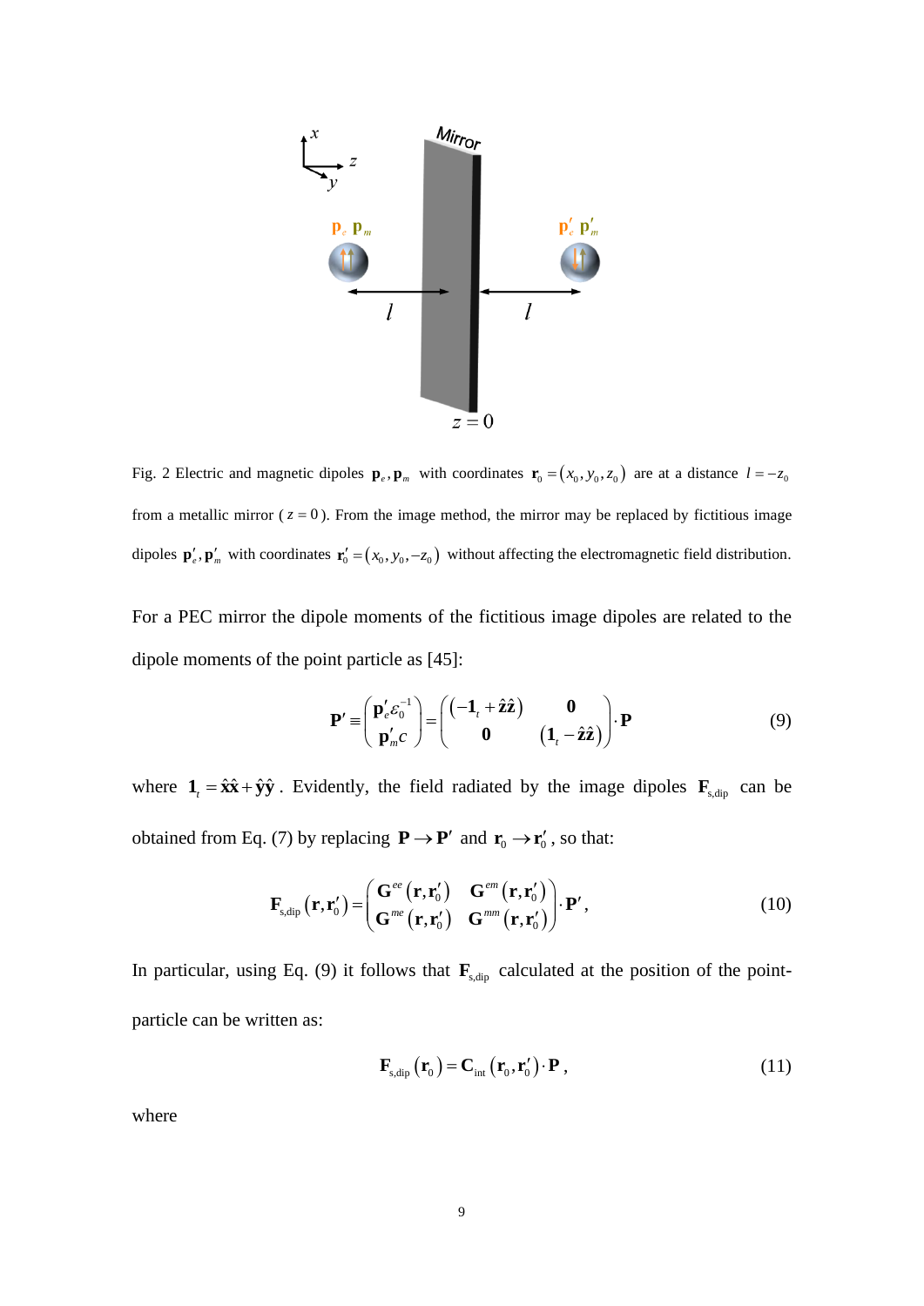Fig. 2 Electric and magnetic dipoles $\mathbf{p}_e, \mathbf{p}_m$ with coordinates $\mathbf{r}_0 = (x_0, y_0, z_0)$ are at a distance $l = -z_0$ from a metallic mirror ($z = 0$). From the image method, the mirror may be replaced by fictitious image dipoles $\mathbf{p}'_e, \mathbf{p}'_m$ with coordinates $\mathbf{r}'_0 = (x_0, y_0, -z_0)$ without affecting the electromagnetic field distribution.

For a PEC mirror the dipole moments of the fictitious image dipoles are related to the dipole moments of the point particle as [45]:

$$\mathbf{P}' \equiv \begin{pmatrix} \mathbf{p}'_e \varepsilon_0^{-1} \\ \mathbf{p}'_m c \end{pmatrix} = \begin{pmatrix} \left(-\mathbf{1}_t + \hat{\mathbf{z}}\hat{\mathbf{z}}\right) & \mathbf{0} \\ \mathbf{0} & \left(\mathbf{1}_t - \hat{\mathbf{z}}\hat{\mathbf{z}}\right) \end{pmatrix} \cdot \mathbf{P} \tag{9}$$

where $\mathbf{1}_t = \hat{\mathbf{x}}\hat{\mathbf{x}} + \hat{\mathbf{y}}\hat{\mathbf{y}}$. Evidently, the field radiated by the image dipoles $\mathbf{F}_{\text{s,dip}}$ can be obtained from Eq. (7) by replacing $\mathbf{P} \to \mathbf{P}'$ and $\mathbf{r}_0 \to \mathbf{r}'_0$, so that:

$$\mathbf{F}_{\text{s,dip}}\left(\mathbf{r}, \mathbf{r}'_0\right) = \begin{pmatrix} \mathbf{G}^{ee}\left(\mathbf{r}, \mathbf{r}'_0\right) & \mathbf{G}^{em}\left(\mathbf{r}, \mathbf{r}'_0\right) \\ \mathbf{G}^{me}\left(\mathbf{r}, \mathbf{r}'_0\right) & \mathbf{G}^{mm}\left(\mathbf{r}, \mathbf{r}'_0\right) \end{pmatrix} \cdot \mathbf{P}', \tag{10}$$

In particular, using Eq. (9) it follows that $\mathbf{F}_{\text{s,dip}}$ calculated at the position of the point-particle can be written as:

$$\mathbf{F}_{\text{s,dip}}\left(\mathbf{r}_0\right) = \mathbf{C}_{\text{int}}\left(\mathbf{r}_0, \mathbf{r}'_0\right) \cdot \mathbf{P}, \tag{11}$$

where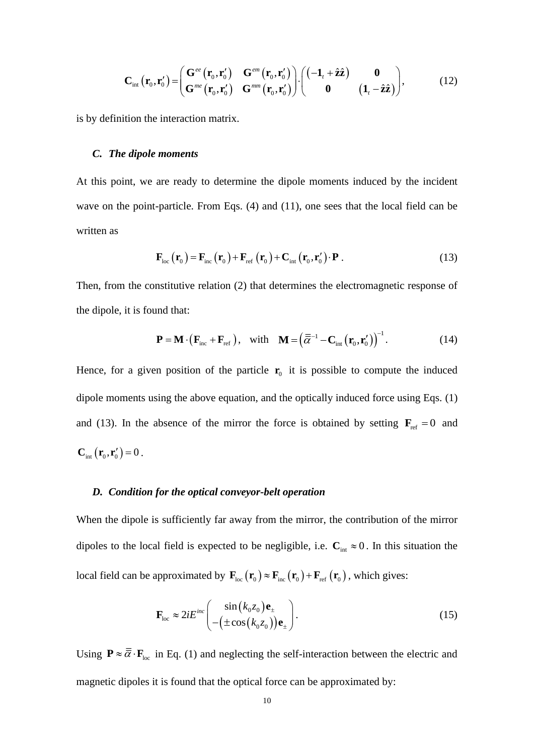$$\mathbf{C}_{\text{int}}\left(\mathbf{r}_0,\mathbf{r}_0'\right)=\begin{pmatrix}\mathbf{G}^{ee}\left(\mathbf{r}_0,\mathbf{r}_0'\right) & \mathbf{G}^{em}\left(\mathbf{r}_0,\mathbf{r}_0'\right)\\ \mathbf{G}^{me}\left(\mathbf{r}_0,\mathbf{r}_0'\right) & \mathbf{G}^{mm}\left(\mathbf{r}_0,\mathbf{r}_0'\right)\end{pmatrix}\cdot\begin{pmatrix}\left(-\mathbf{1}_t+\hat{\mathbf{z}}\hat{\mathbf{z}}\right) & \mathbf{0}\\ \mathbf{0} & \left(\mathbf{1}_t-\hat{\mathbf{z}}\hat{\mathbf{z}}\right)\end{pmatrix}, \tag{12}$$

is by definition the interaction matrix.

### *C. The dipole moments*

At this point, we are ready to determine the dipole moments induced by the incident wave on the point-particle. From Eqs. (4) and (11), one sees that the local field can be written as

$$\mathbf{F}_{\text{loc}}\left(\mathbf{r}_0\right)=\mathbf{F}_{\text{inc}}\left(\mathbf{r}_0\right)+\mathbf{F}_{\text{ref}}\left(\mathbf{r}_0\right)+\mathbf{C}_{\text{int}}\left(\mathbf{r}_0,\mathbf{r}_0'\right)\cdot\mathbf{P}\,. \tag{13}$$

Then, from the constitutive relation (2) that determines the electromagnetic response of the dipole, it is found that:

$$\mathbf{P}=\mathbf{M}\cdot\left(\mathbf{F}_{\text{inc}}+\mathbf{F}_{\text{ref}}\right),\quad\text{with}\quad\mathbf{M}=\left(\overline{\overline{\alpha}}^{-1}-\mathbf{C}_{\text{int}}\left(\mathbf{r}_0,\mathbf{r}_0'\right)\right)^{-1}. \tag{14}$$

Hence, for a given position of the particle $\mathbf{r}_0$ it is possible to compute the induced dipole moments using the above equation, and the optically induced force using Eqs. (1) and (13). In the absence of the mirror the force is obtained by setting $\mathbf{F}_{\text{ref}}=0$ and $\mathbf{C}_{\text{int}}\left(\mathbf{r}_0,\mathbf{r}_0'\right)=0$.

### *D. Condition for the optical conveyor-belt operation*

When the dipole is sufficiently far away from the mirror, the contribution of the mirror dipoles to the local field is expected to be negligible, i.e. $\mathbf{C}_{\text{int}}\approx 0$. In this situation the local field can be approximated by $\mathbf{F}_{\text{loc}}\left(\mathbf{r}_0\right)\approx\mathbf{F}_{\text{inc}}\left(\mathbf{r}_0\right)+\mathbf{F}_{\text{ref}}\left(\mathbf{r}_0\right)$, which gives:

$$\mathbf{F}_{\text{loc}}\approx 2iE^{inc}\begin{pmatrix}\sin\left(k_0z_0\right)\mathbf{e}_{\pm}\\ -\left(\pm\cos\left(k_0z_0\right)\right)\mathbf{e}_{\pm}\end{pmatrix}. \tag{15}$$

Using $\mathbf{P}\approx\overline{\overline{\alpha}}\cdot\mathbf{F}_{\text{loc}}$ in Eq. (1) and neglecting the self-interaction between the electric and magnetic dipoles it is found that the optical force can be approximated by: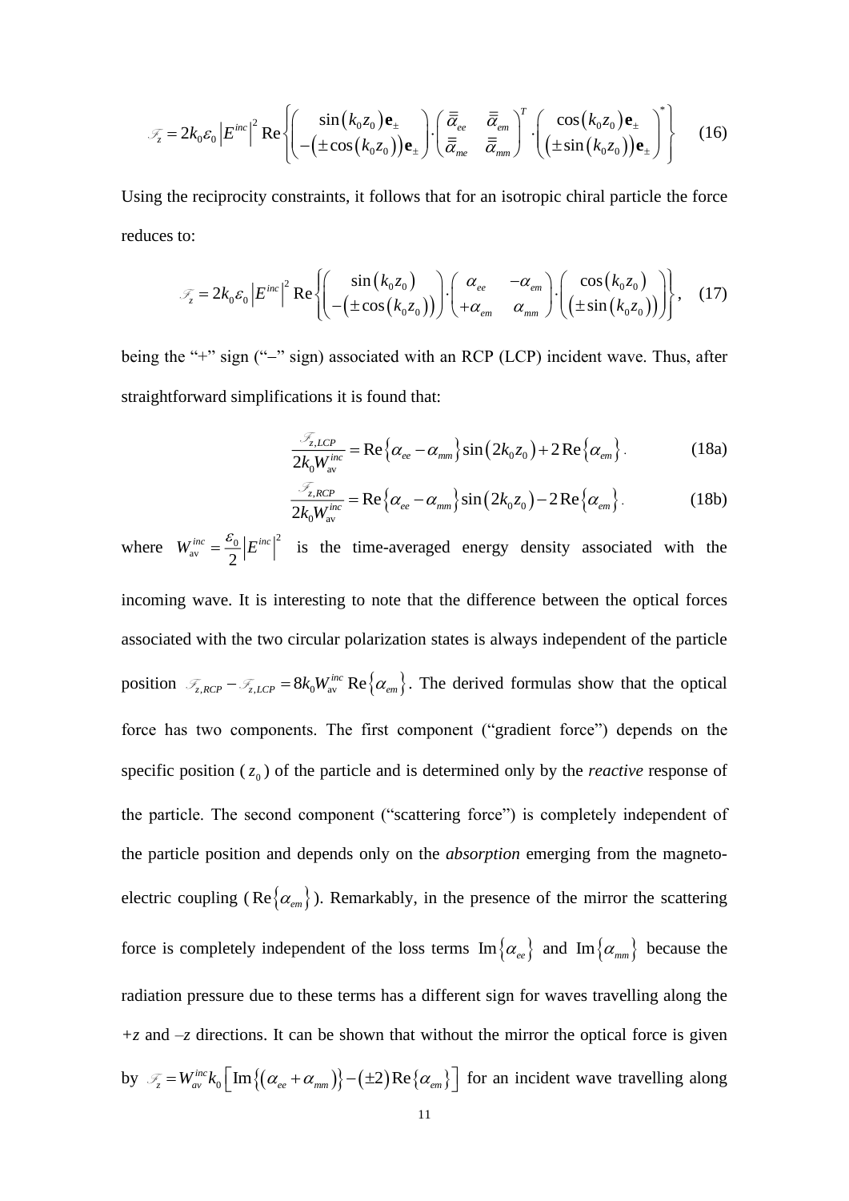$$\mathscr{F}_z = 2k_0\varepsilon_0 \left|E^{inc}\right|^2 \operatorname{Re}\left\{ \begin{pmatrix} \sin(k_0 z_0)\mathbf{e}_\pm \\ -(\pm\cos(k_0 z_0))\mathbf{e}_\pm \end{pmatrix} \cdot \begin{pmatrix} \bar{\bar{\alpha}}_{ee} & \bar{\bar{\alpha}}_{em} \\ \bar{\bar{\alpha}}_{me} & \bar{\bar{\alpha}}_{mm} \end{pmatrix}^T \cdot \begin{pmatrix} \cos(k_0 z_0)\mathbf{e}_\pm \\ (\pm\sin(k_0 z_0))\mathbf{e}_\pm \end{pmatrix}^* \right\} \quad (16)$$

Using the reciprocity constraints, it follows that for an isotropic chiral particle the force reduces to:

$$\mathscr{F}_z = 2k_0\varepsilon_0 \left|E^{inc}\right|^2 \operatorname{Re}\left\{ \begin{pmatrix} \sin(k_0 z_0) \\ -(\pm\cos(k_0 z_0)) \end{pmatrix} \cdot \begin{pmatrix} \alpha_{ee} & -\alpha_{em} \\ +\alpha_{em} & \alpha_{mm} \end{pmatrix} \cdot \begin{pmatrix} \cos(k_0 z_0) \\ (\pm\sin(k_0 z_0)) \end{pmatrix} \right\}, \quad (17)$$

being the "+" sign ("–" sign) associated with an RCP (LCP) incident wave. Thus, after straightforward simplifications it is found that:

$$\frac{\mathscr{F}_{z,LCP}}{2k_0 W_{\text{av}}^{inc}} = \operatorname{Re}\{\alpha_{ee} - \alpha_{mm}\}\sin(2k_0 z_0) + 2\operatorname{Re}\{\alpha_{em}\}. \quad (18a)$$

$$\frac{\mathscr{F}_{z,RCP}}{2k_0 W_{\text{av}}^{inc}} = \operatorname{Re}\{\alpha_{ee} - \alpha_{mm}\}\sin(2k_0 z_0) - 2\operatorname{Re}\{\alpha_{em}\}. \quad (18b)$$

where $W_{\text{av}}^{inc} = \frac{\varepsilon_0}{2}\left|E^{inc}\right|^2$ is the time-averaged energy density associated with the incoming wave. It is interesting to note that the difference between the optical forces associated with the two circular polarization states is always independent of the particle position $\mathscr{F}_{z,RCP} - \mathscr{F}_{z,LCP} = 8k_0 W_{\text{av}}^{inc} \operatorname{Re}\{\alpha_{em}\}$. The derived formulas show that the optical force has two components. The first component ("gradient force") depends on the specific position ($z_0$) of the particle and is determined only by the *reactive* response of the particle. The second component ("scattering force") is completely independent of the particle position and depends only on the *absorption* emerging from the magneto-electric coupling ($\operatorname{Re}\{\alpha_{em}\}$). Remarkably, in the presence of the mirror the scattering force is completely independent of the loss terms $\operatorname{Im}\{\alpha_{ee}\}$ and $\operatorname{Im}\{\alpha_{mm}\}$ because the radiation pressure due to these terms has a different sign for waves travelling along the *+z* and *–z* directions. It can be shown that without the mirror the optical force is given by $\mathscr{F}_z = W_{av}^{inc} k_0 \left[\operatorname{Im}\{(\alpha_{ee} + \alpha_{mm})\} - (\pm 2)\operatorname{Re}\{\alpha_{em}\}\right]$ for an incident wave travelling along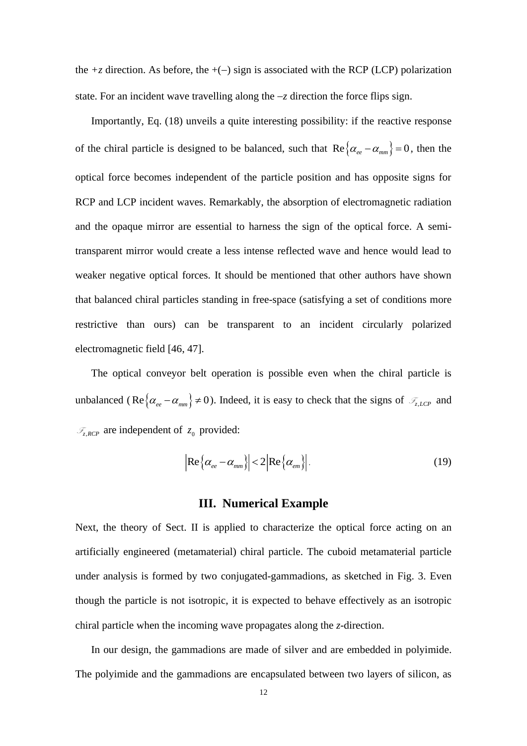the $+z$ direction. As before, the $+(-)$ sign is associated with the RCP (LCP) polarization state. For an incident wave travelling along the $-z$ direction the force flips sign.

Importantly, Eq. (18) unveils a quite interesting possibility: if the reactive response of the chiral particle is designed to be balanced, such that $\mathrm{Re}\{\alpha_{ee}-\alpha_{mm}\}=0$, then the optical force becomes independent of the particle position and has opposite signs for RCP and LCP incident waves. Remarkably, the absorption of electromagnetic radiation and the opaque mirror are essential to harness the sign of the optical force. A semi-transparent mirror would create a less intense reflected wave and hence would lead to weaker negative optical forces. It should be mentioned that other authors have shown that balanced chiral particles standing in free-space (satisfying a set of conditions more restrictive than ours) can be transparent to an incident circularly polarized electromagnetic field [46, 47].

The optical conveyor belt operation is possible even when the chiral particle is unbalanced ($\mathrm{Re}\{\alpha_{ee}-\alpha_{mm}\}\neq 0$). Indeed, it is easy to check that the signs of $\mathscr{F}_{z,LCP}$ and $\mathscr{F}_{z,RCP}$ are independent of $z_0$ provided:

$$\left|\mathrm{Re}\{\alpha_{ee}-\alpha_{mm}\}\right| < 2\left|\mathrm{Re}\{\alpha_{em}\}\right|. \tag{19}$$

## III. Numerical Example

Next, the theory of Sect. II is applied to characterize the optical force acting on an artificially engineered (metamaterial) chiral particle. The cuboid metamaterial particle under analysis is formed by two conjugated-gammadions, as sketched in Fig. 3. Even though the particle is not isotropic, it is expected to behave effectively as an isotropic chiral particle when the incoming wave propagates along the $z$-direction.

In our design, the gammadions are made of silver and are embedded in polyimide. The polyimide and the gammadions are encapsulated between two layers of silicon, as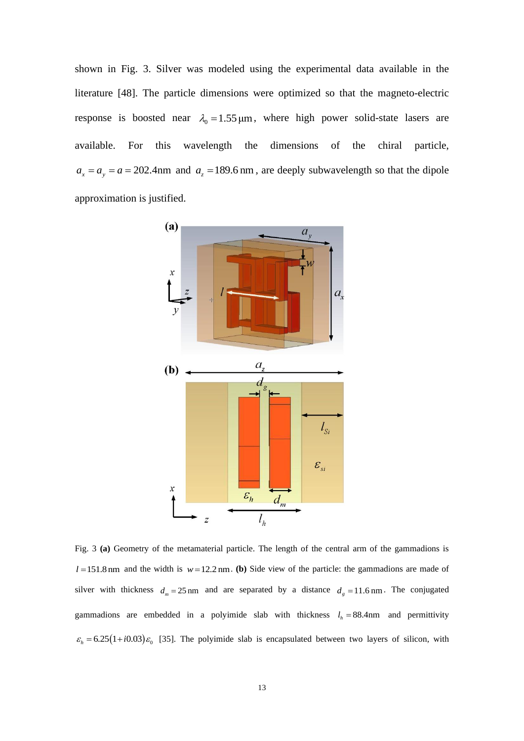shown in Fig. 3. Silver was modeled using the experimental data available in the literature [48]. The particle dimensions were optimized so that the magneto-electric response is boosted near $\lambda_0 = 1.55\,\mu\text{m}$, where high power solid-state lasers are available. For this wavelength the dimensions of the chiral particle, $a_x = a_y = a = 202.4\text{nm}$ and $a_z = 189.6\,\text{nm}$, are deeply subwavelength so that the dipole approximation is justified.

Fig. 3 **(a)** Geometry of the metamaterial particle. The length of the central arm of the gammadions is $l = 151.8\,\text{nm}$ and the width is $w = 12.2\,\text{nm}$. **(b)** Side view of the particle: the gammadions are made of silver with thickness $d_m = 25\,\text{nm}$ and are separated by a distance $d_g = 11.6\,\text{nm}$. The conjugated gammadions are embedded in a polyimide slab with thickness $l_h = 88.4\text{nm}$ and permittivity $\varepsilon_h = 6.25(1 + i0.03)\varepsilon_0$ [35]. The polyimide slab is encapsulated between two layers of silicon, with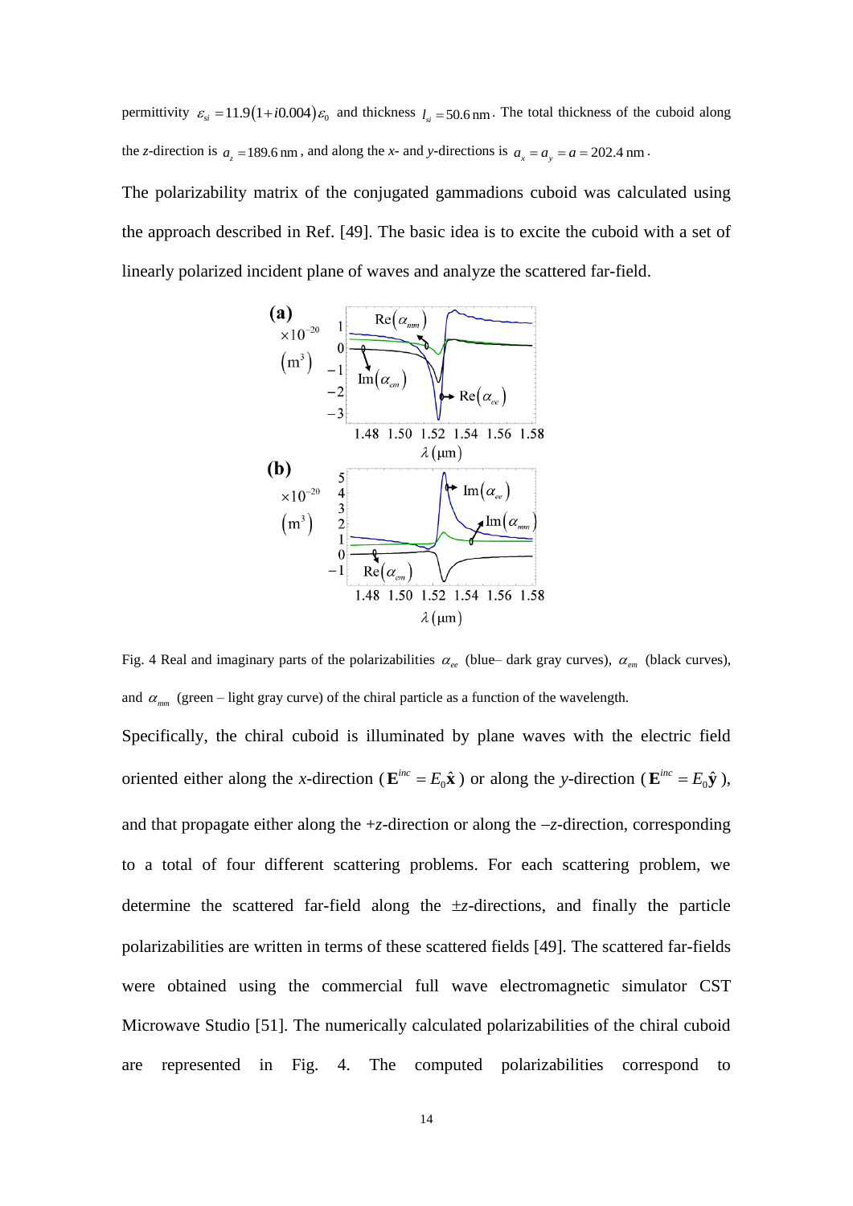permittivity $\varepsilon_{si} = 11.9(1+i0.004)\varepsilon_0$ and thickness $l_{si} = 50.6\,\text{nm}$. The total thickness of the cuboid along the *z*-direction is $a_z = 189.6\,\text{nm}$, and along the *x*- and *y*-directions is $a_x = a_y = a = 202.4\,\text{nm}$.

The polarizability matrix of the conjugated gammadions cuboid was calculated using the approach described in Ref. [49]. The basic idea is to excite the cuboid with a set of linearly polarized incident plane of waves and analyze the scattered far-field.

Fig. 4 Real and imaginary parts of the polarizabilities $\alpha_{ee}$ (blue– dark gray curves), $\alpha_{em}$ (black curves), and $\alpha_{mm}$ (green – light gray curve) of the chiral particle as a function of the wavelength.

Specifically, the chiral cuboid is illuminated by plane waves with the electric field oriented either along the *x*-direction ($\mathbf{E}^{inc} = E_0\hat{\mathbf{x}}$) or along the *y*-direction ($\mathbf{E}^{inc} = E_0\hat{\mathbf{y}}$), and that propagate either along the +*z*-direction or along the –*z*-direction, corresponding to a total of four different scattering problems. For each scattering problem, we determine the scattered far-field along the ±*z*-directions, and finally the particle polarizabilities are written in terms of these scattered fields [49]. The scattered far-fields were obtained using the commercial full wave electromagnetic simulator CST Microwave Studio [51]. The numerically calculated polarizabilities of the chiral cuboid are represented in Fig. 4. The computed polarizabilities correspond to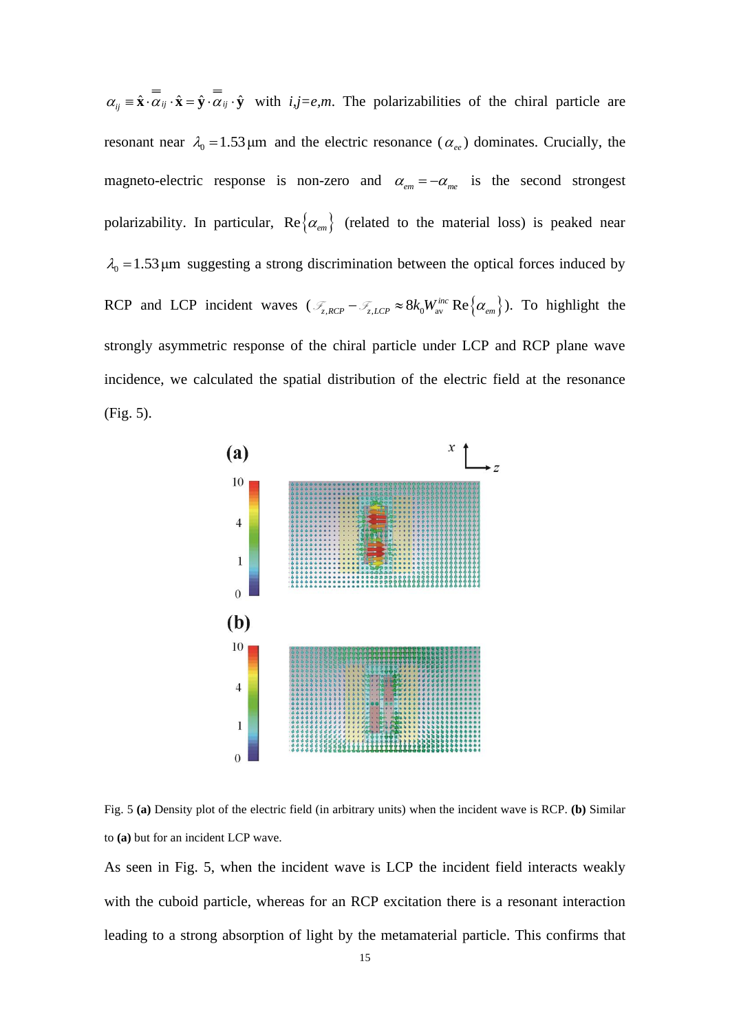$\alpha_{ij} \equiv \hat{\mathbf{x}} \cdot \overline{\overline{\alpha}}_{ij} \cdot \hat{\mathbf{x}} = \hat{\mathbf{y}} \cdot \overline{\overline{\alpha}}_{ij} \cdot \hat{\mathbf{y}}$ with $i,j=e,m$. The polarizabilities of the chiral particle are resonant near $\lambda_0 = 1.53\,\mu\text{m}$ and the electric resonance ($\alpha_{ee}$) dominates. Crucially, the magneto-electric response is non-zero and $\alpha_{em} = -\alpha_{me}$ is the second strongest polarizability. In particular, $\text{Re}\{\alpha_{em}\}$ (related to the material loss) is peaked near $\lambda_0 = 1.53\,\mu\text{m}$ suggesting a strong discrimination between the optical forces induced by RCP and LCP incident waves ($\mathscr{F}_{z,RCP} - \mathscr{F}_{z,LCP} \approx 8k_0 W_{\text{av}}^{inc} \text{Re}\{\alpha_{em}\}$). To highlight the strongly asymmetric response of the chiral particle under LCP and RCP plane wave incidence, we calculated the spatial distribution of the electric field at the resonance (Fig. 5).

Fig. 5 **(a)** Density plot of the electric field (in arbitrary units) when the incident wave is RCP. **(b)** Similar to **(a)** but for an incident LCP wave.

As seen in Fig. 5, when the incident wave is LCP the incident field interacts weakly with the cuboid particle, whereas for an RCP excitation there is a resonant interaction leading to a strong absorption of light by the metamaterial particle. This confirms that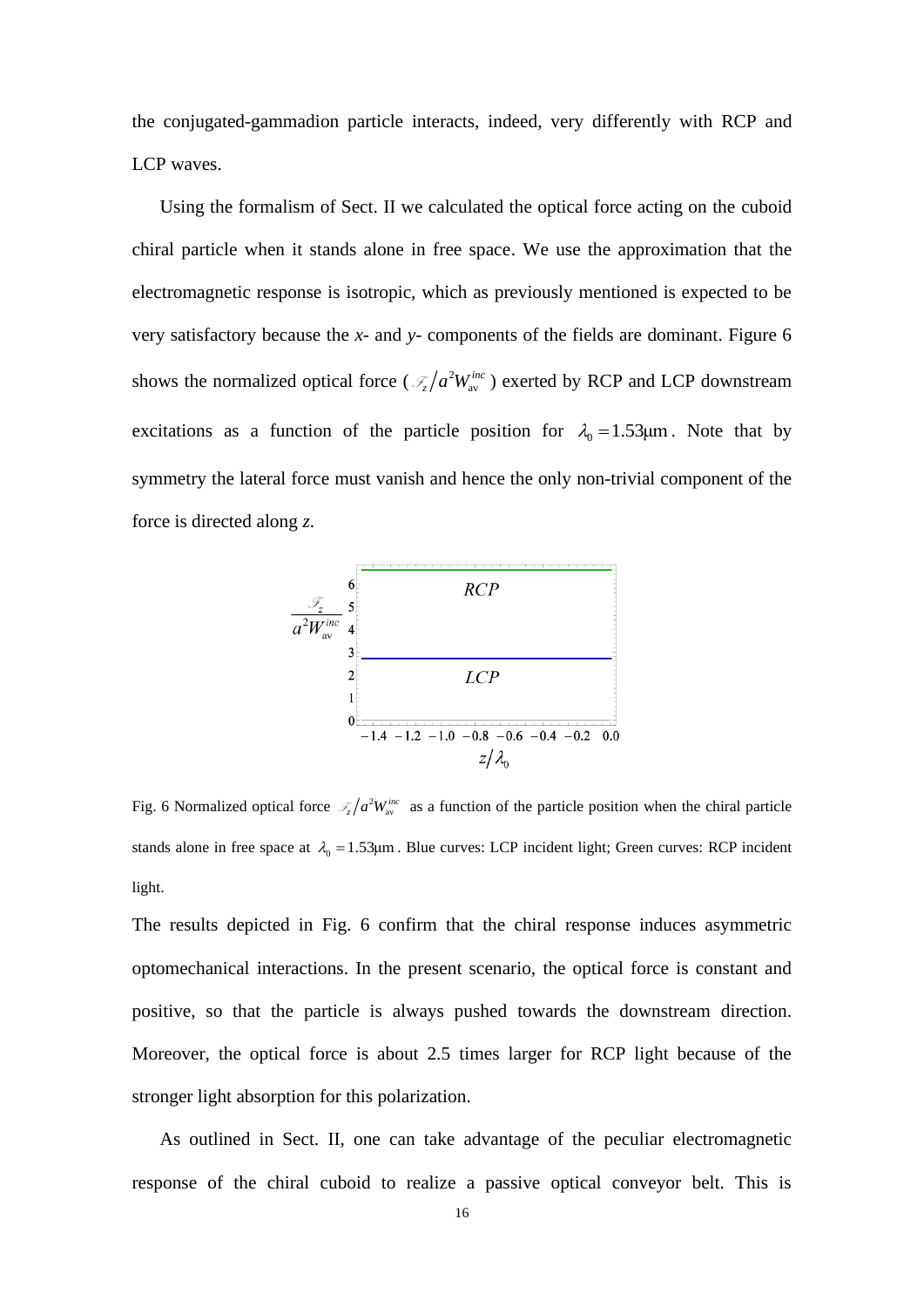the conjugated-gammadion particle interacts, indeed, very differently with RCP and LCP waves.

Using the formalism of Sect. II we calculated the optical force acting on the cuboid chiral particle when it stands alone in free space. We use the approximation that the electromagnetic response is isotropic, which as previously mentioned is expected to be very satisfactory because the *x*- and *y*- components of the fields are dominant. Figure 6 shows the normalized optical force ($\mathscr{F}_z / a^2 W_{\text{av}}^{inc}$) exerted by RCP and LCP downstream excitations as a function of the particle position for $\lambda_0 = 1.53 \mu\text{m}$. Note that by symmetry the lateral force must vanish and hence the only non-trivial component of the force is directed along *z*.

Fig. 6 Normalized optical force $\mathscr{F}_z / a^2 W_{\text{av}}^{inc}$ as a function of the particle position when the chiral particle stands alone in free space at $\lambda_0 = 1.53 \mu\text{m}$. Blue curves: LCP incident light; Green curves: RCP incident light.

The results depicted in Fig. 6 confirm that the chiral response induces asymmetric optomechanical interactions. In the present scenario, the optical force is constant and positive, so that the particle is always pushed towards the downstream direction. Moreover, the optical force is about 2.5 times larger for RCP light because of the stronger light absorption for this polarization.

As outlined in Sect. II, one can take advantage of the peculiar electromagnetic response of the chiral cuboid to realize a passive optical conveyor belt. This is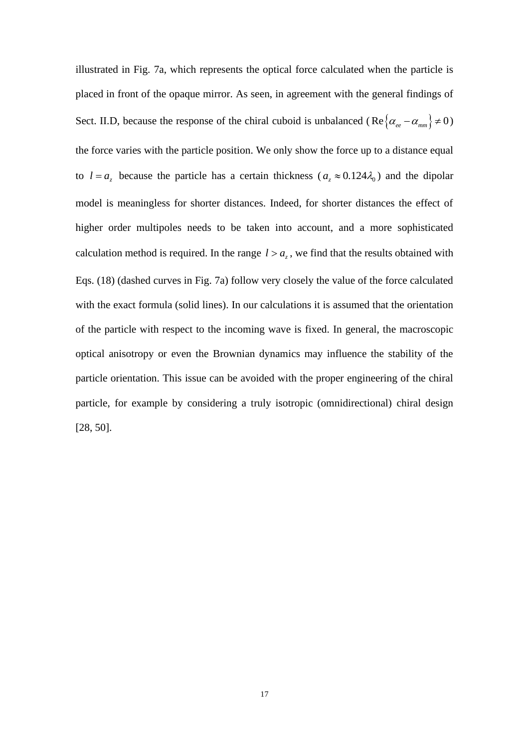illustrated in Fig. 7a, which represents the optical force calculated when the particle is placed in front of the opaque mirror. As seen, in agreement with the general findings of Sect. II.D, because the response of the chiral cuboid is unbalanced ($\mathrm{Re}\left\{\alpha_{ee} - \alpha_{mm}\right\} \neq 0$) the force varies with the particle position. We only show the force up to a distance equal to $l = a_z$ because the particle has a certain thickness ($a_z \approx 0.124\lambda_0$) and the dipolar model is meaningless for shorter distances. Indeed, for shorter distances the effect of higher order multipoles needs to be taken into account, and a more sophisticated calculation method is required. In the range $l > a_z$, we find that the results obtained with Eqs. (18) (dashed curves in Fig. 7a) follow very closely the value of the force calculated with the exact formula (solid lines). In our calculations it is assumed that the orientation of the particle with respect to the incoming wave is fixed. In general, the macroscopic optical anisotropy or even the Brownian dynamics may influence the stability of the particle orientation. This issue can be avoided with the proper engineering of the chiral particle, for example by considering a truly isotropic (omnidirectional) chiral design [28, 50].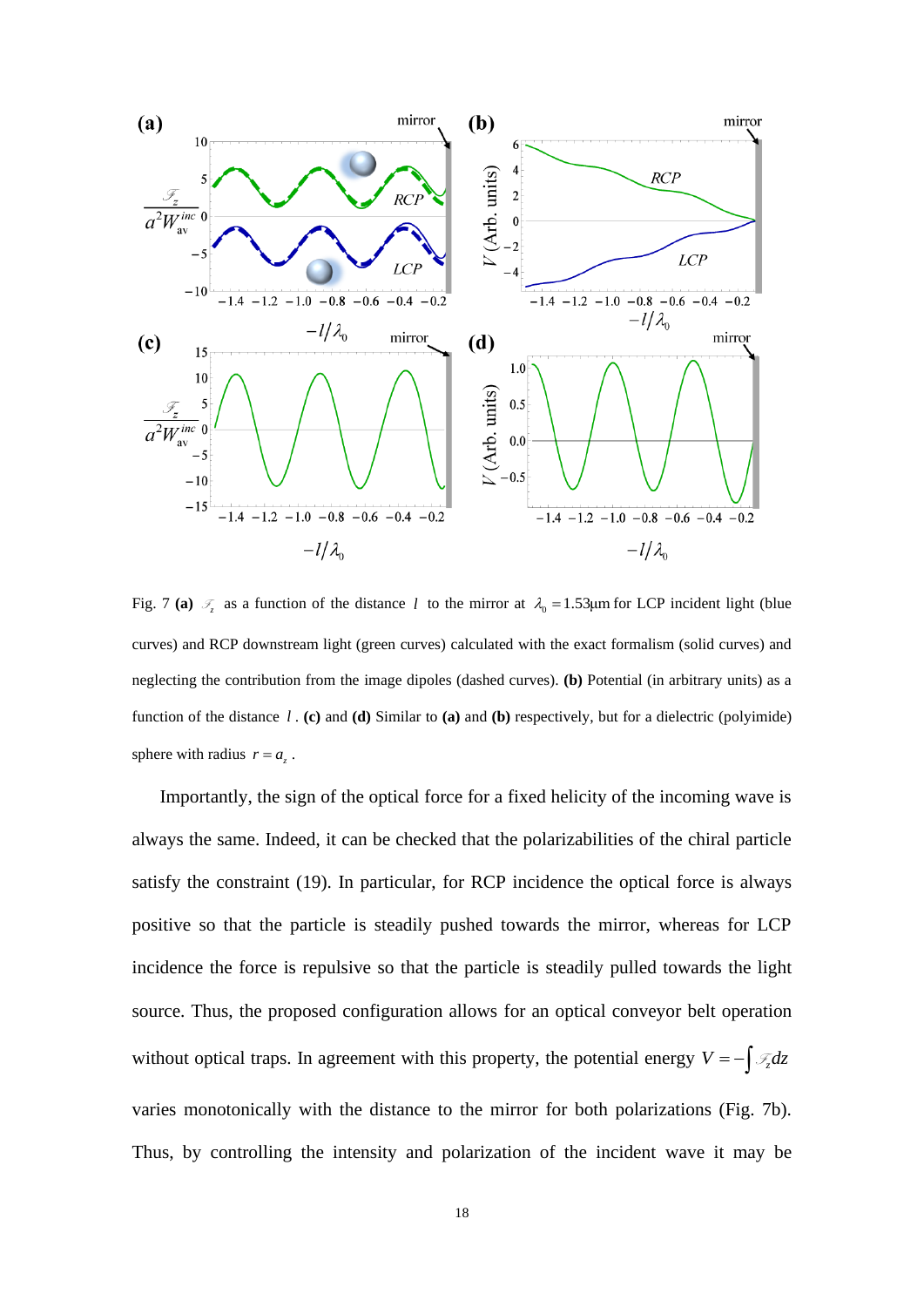Fig. 7 **(a)** $\mathscr{F}_z$ as a function of the distance $l$ to the mirror at $\lambda_0 = 1.53\mu\text{m}$ for LCP incident light (blue curves) and RCP downstream light (green curves) calculated with the exact formalism (solid curves) and neglecting the contribution from the image dipoles (dashed curves). **(b)** Potential (in arbitrary units) as a function of the distance $l$. **(c)** and **(d)** Similar to **(a)** and **(b)** respectively, but for a dielectric (polyimide) sphere with radius $r = a_z$.

Importantly, the sign of the optical force for a fixed helicity of the incoming wave is always the same. Indeed, it can be checked that the polarizabilities of the chiral particle satisfy the constraint (19). In particular, for RCP incidence the optical force is always positive so that the particle is steadily pushed towards the mirror, whereas for LCP incidence the force is repulsive so that the particle is steadily pulled towards the light source. Thus, the proposed configuration allows for an optical conveyor belt operation without optical traps. In agreement with this property, the potential energy $V = -\int \mathscr{F}_z dz$ varies monotonically with the distance to the mirror for both polarizations (Fig. 7b). Thus, by controlling the intensity and polarization of the incident wave it may be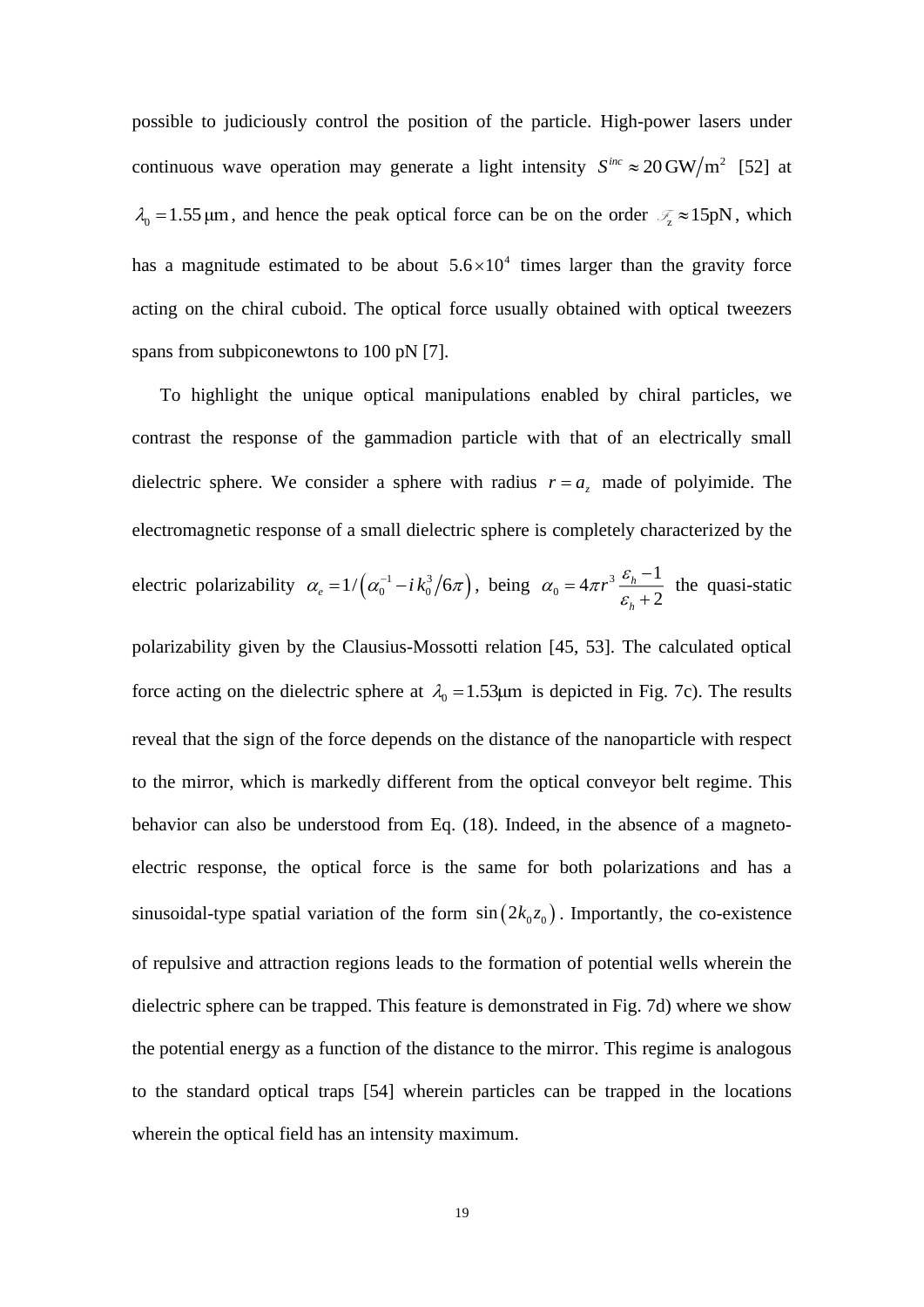possible to judiciously control the position of the particle. High-power lasers under continuous wave operation may generate a light intensity $S^{inc} \approx 20\,\mathrm{GW/m^2}$ [52] at $\lambda_0 = 1.55\,\mu\mathrm{m}$, and hence the peak optical force can be on the order $\mathscr{F}_z \approx 15\mathrm{pN}$, which has a magnitude estimated to be about $5.6\times10^4$ times larger than the gravity force acting on the chiral cuboid. The optical force usually obtained with optical tweezers spans from subpiconewtons to 100 pN [7].

To highlight the unique optical manipulations enabled by chiral particles, we contrast the response of the gammadion particle with that of an electrically small dielectric sphere. We consider a sphere with radius $r = a_z$ made of polyimide. The electromagnetic response of a small dielectric sphere is completely characterized by the electric polarizability $\alpha_e = 1/\left(\alpha_0^{-1} - i\,k_0^3/6\pi\right)$, being $\alpha_0 = 4\pi r^3 \dfrac{\varepsilon_h - 1}{\varepsilon_h + 2}$ the quasi-static polarizability given by the Clausius-Mossotti relation [45, 53]. The calculated optical force acting on the dielectric sphere at $\lambda_0 = 1.53\mu\mathrm{m}$ is depicted in Fig. 7c). The results reveal that the sign of the force depends on the distance of the nanoparticle with respect to the mirror, which is markedly different from the optical conveyor belt regime. This behavior can also be understood from Eq. (18). Indeed, in the absence of a magneto-electric response, the optical force is the same for both polarizations and has a sinusoidal-type spatial variation of the form $\sin\left(2k_0 z_0\right)$. Importantly, the co-existence of repulsive and attraction regions leads to the formation of potential wells wherein the dielectric sphere can be trapped. This feature is demonstrated in Fig. 7d) where we show the potential energy as a function of the distance to the mirror. This regime is analogous to the standard optical traps [54] wherein particles can be trapped in the locations wherein the optical field has an intensity maximum.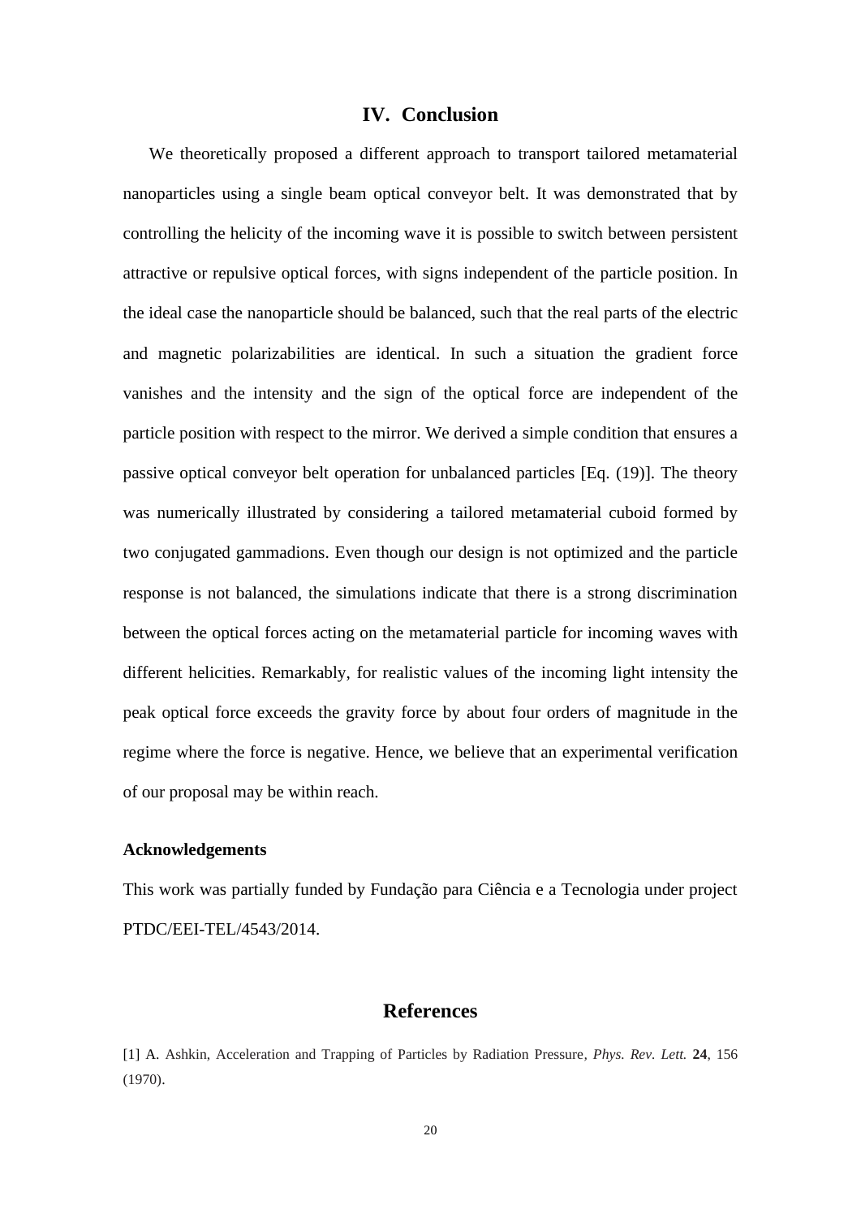## IV. Conclusion

We theoretically proposed a different approach to transport tailored metamaterial nanoparticles using a single beam optical conveyor belt. It was demonstrated that by controlling the helicity of the incoming wave it is possible to switch between persistent attractive or repulsive optical forces, with signs independent of the particle position. In the ideal case the nanoparticle should be balanced, such that the real parts of the electric and magnetic polarizabilities are identical. In such a situation the gradient force vanishes and the intensity and the sign of the optical force are independent of the particle position with respect to the mirror. We derived a simple condition that ensures a passive optical conveyor belt operation for unbalanced particles [Eq. (19)]. The theory was numerically illustrated by considering a tailored metamaterial cuboid formed by two conjugated gammadions. Even though our design is not optimized and the particle response is not balanced, the simulations indicate that there is a strong discrimination between the optical forces acting on the metamaterial particle for incoming waves with different helicities. Remarkably, for realistic values of the incoming light intensity the peak optical force exceeds the gravity force by about four orders of magnitude in the regime where the force is negative. Hence, we believe that an experimental verification of our proposal may be within reach.

### Acknowledgements

This work was partially funded by Fundação para Ciência e a Tecnologia under project PTDC/EEI-TEL/4543/2014.

## References

[1] A. Ashkin, Acceleration and Trapping of Particles by Radiation Pressure, *Phys. Rev. Lett.* **24**, 156 (1970).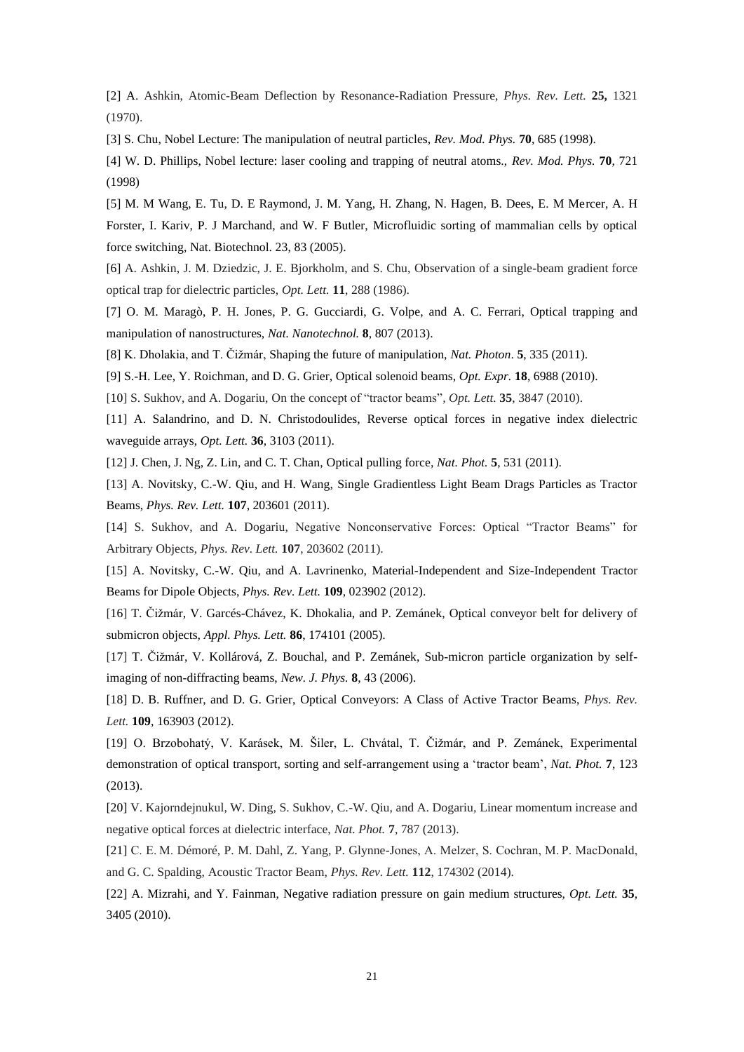[2] A. Ashkin, Atomic-Beam Deflection by Resonance-Radiation Pressure, *Phys. Rev. Lett.* **25,** 1321 (1970).

[3] S. Chu, Nobel Lecture: The manipulation of neutral particles, *Rev. Mod. Phys.* **70**, 685 (1998).

[4] W. D. Phillips, Nobel lecture: laser cooling and trapping of neutral atoms., *Rev. Mod. Phys.* **70**, 721 (1998)

[5] M. M Wang, E. Tu, D. E Raymond, J. M. Yang, H. Zhang, N. Hagen, B. Dees, E. M Mercer, A. H Forster, I. Kariv, P. J Marchand, and W. F Butler, Microfluidic sorting of mammalian cells by optical force switching, Nat. Biotechnol. 23, 83 (2005).

[6] A. Ashkin, J. M. Dziedzic, J. E. Bjorkholm, and S. Chu, Observation of a single-beam gradient force optical trap for dielectric particles, *Opt. Lett.* **11**, 288 (1986).

[7] O. M. Maragò, P. H. Jones, P. G. Gucciardi, G. Volpe, and A. C. Ferrari, Optical trapping and manipulation of nanostructures, *Nat. Nanotechnol.* **8**, 807 (2013).

[8] K. Dholakia, and T. Čižmár, Shaping the future of manipulation, *Nat. Photon*. **5**, 335 (2011).

[9] S.-H. Lee, Y. Roichman, and D. G. Grier, Optical solenoid beams, *Opt. Expr.* **18**, 6988 (2010).

[10] S. Sukhov, and A. Dogariu, On the concept of "tractor beams", *Opt. Lett.* **35**, 3847 (2010).

[11] A. Salandrino, and D. N. Christodoulides, Reverse optical forces in negative index dielectric waveguide arrays, *Opt. Lett.* **36**, 3103 (2011).

[12] J. Chen, J. Ng, Z. Lin, and C. T. Chan, Optical pulling force, *Nat. Phot.* **5**, 531 (2011).

[13] A. Novitsky, C.-W. Qiu, and H. Wang, Single Gradientless Light Beam Drags Particles as Tractor Beams, *Phys. Rev. Lett.* **107**, 203601 (2011).

[14] S. Sukhov, and A. Dogariu, Negative Nonconservative Forces: Optical "Tractor Beams" for Arbitrary Objects, *Phys. Rev. Lett.* **107**, 203602 (2011).

[15] A. Novitsky, C.-W. Qiu, and A. Lavrinenko, Material-Independent and Size-Independent Tractor Beams for Dipole Objects, *Phys. Rev. Lett.* **109**, 023902 (2012).

[16] T. Čižmár, V. Garcés-Chávez, K. Dhokalia, and P. Zemánek, Optical conveyor belt for delivery of submicron objects, *Appl. Phys. Lett.* **86**, 174101 (2005).

[17] T. Čižmár, V. Kollárová, Z. Bouchal, and P. Zemánek, Sub-micron particle organization by self-imaging of non-diffracting beams, *New. J. Phys.* **8**, 43 (2006).

[18] D. B. Ruffner, and D. G. Grier, Optical Conveyors: A Class of Active Tractor Beams, *Phys. Rev. Lett.* **109**, 163903 (2012).

[19] O. Brzobohatý, V. Karásek, M. Šiler, L. Chvátal, T. Čižmár, and P. Zemánek, Experimental demonstration of optical transport, sorting and self-arrangement using a 'tractor beam', *Nat. Phot.* **7**, 123 (2013).

[20] V. Kajorndejnukul, W. Ding, S. Sukhov, C.-W. Qiu, and A. Dogariu, Linear momentum increase and negative optical forces at dielectric interface, *Nat. Phot.* **7**, 787 (2013).

[21] C. E. M. Démoré, P. M. Dahl, Z. Yang, P. Glynne-Jones, A. Melzer, S. Cochran, M. P. MacDonald, and G. C. Spalding, Acoustic Tractor Beam, *Phys. Rev. Lett.* **112**, 174302 (2014).

[22] A. Mizrahi, and Y. Fainman, Negative radiation pressure on gain medium structures, *Opt. Lett.* **35**, 3405 (2010).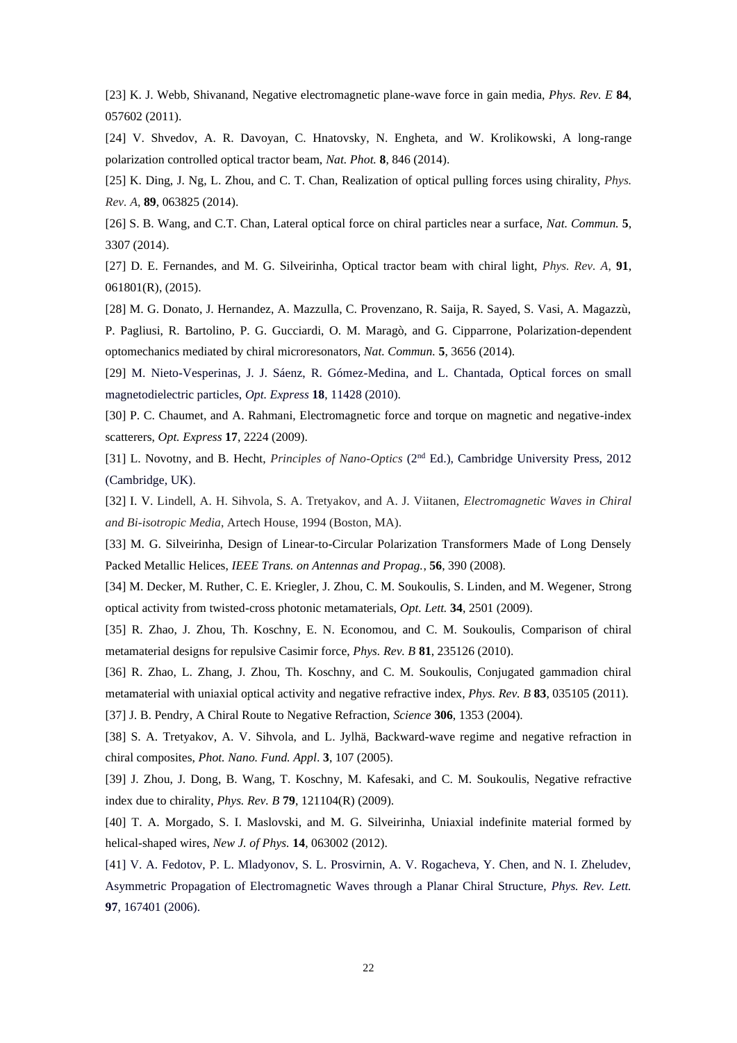[23] K. J. Webb, Shivanand, Negative electromagnetic plane-wave force in gain media, *Phys. Rev. E* **84**, 057602 (2011).

[24] V. Shvedov, A. R. Davoyan, C. Hnatovsky, N. Engheta, and W. Krolikowski, A long-range polarization controlled optical tractor beam, *Nat. Phot.* **8**, 846 (2014).

[25] K. Ding, J. Ng, L. Zhou, and C. T. Chan, Realization of optical pulling forces using chirality, *Phys. Rev. A*, **89**, 063825 (2014).

[26] S. B. Wang, and C.T. Chan, Lateral optical force on chiral particles near a surface, *Nat. Commun.* **5**, 3307 (2014).

[27] D. E. Fernandes, and M. G. Silveirinha, Optical tractor beam with chiral light, *Phys. Rev. A,* **91**, 061801(R), (2015).

[28] M. G. Donato, J. Hernandez, A. Mazzulla, C. Provenzano, R. Saija, R. Sayed, S. Vasi, A. Magazzù, P. Pagliusi, R. Bartolino, P. G. Gucciardi, O. M. Maragò, and G. Cipparrone, Polarization-dependent optomechanics mediated by chiral microresonators, *Nat. Commun.* **5**, 3656 (2014).

[29] M. Nieto-Vesperinas, J. J. Sáenz, R. Gómez-Medina, and L. Chantada, Optical forces on small magnetodielectric particles, *Opt. Express* **18**, 11428 (2010).

[30] P. C. Chaumet, and A. Rahmani, Electromagnetic force and torque on magnetic and negative-index scatterers, *Opt. Express* **17**, 2224 (2009).

[31] L. Novotny, and B. Hecht, *Principles of Nano-Optics* (2nd Ed.), Cambridge University Press, 2012 (Cambridge, UK).

[32] I. V. Lindell, A. H. Sihvola, S. A. Tretyakov, and A. J. Viitanen, *Electromagnetic Waves in Chiral and Bi-isotropic Media*, Artech House, 1994 (Boston, MA).

[33] M. G. Silveirinha, Design of Linear-to-Circular Polarization Transformers Made of Long Densely Packed Metallic Helices, *IEEE Trans. on Antennas and Propag.*, **56**, 390 (2008).

[34] M. Decker, M. Ruther, C. E. Kriegler, J. Zhou, C. M. Soukoulis, S. Linden, and M. Wegener, Strong optical activity from twisted-cross photonic metamaterials, *Opt. Lett.* **34**, 2501 (2009).

[35] R. Zhao, J. Zhou, Th. Koschny, E. N. Economou, and C. M. Soukoulis, Comparison of chiral metamaterial designs for repulsive Casimir force, *Phys. Rev. B* **81**, 235126 (2010).

[36] R. Zhao, L. Zhang, J. Zhou, Th. Koschny, and C. M. Soukoulis, Conjugated gammadion chiral metamaterial with uniaxial optical activity and negative refractive index, *Phys. Rev. B* **83**, 035105 (2011).

[37] J. B. Pendry, A Chiral Route to Negative Refraction, *Science* **306**, 1353 (2004).

[38] S. A. Tretyakov, A. V. Sihvola, and L. Jylhä, Backward-wave regime and negative refraction in chiral composites, *Phot. Nano. Fund. Appl*. **3**, 107 (2005).

[39] J. Zhou, J. Dong, B. Wang, T. Koschny, M. Kafesaki, and C. M. Soukoulis, Negative refractive index due to chirality, *Phys. Rev. B* **79**, 121104(R) (2009).

[40] T. A. Morgado, S. I. Maslovski, and M. G. Silveirinha, Uniaxial indefinite material formed by helical-shaped wires, *New J. of Phys.* **14**, 063002 (2012).

[41] V. A. Fedotov, P. L. Mladyonov, S. L. Prosvirnin, A. V. Rogacheva, Y. Chen, and N. I. Zheludev, Asymmetric Propagation of Electromagnetic Waves through a Planar Chiral Structure, *Phys. Rev. Lett.* **97**, 167401 (2006).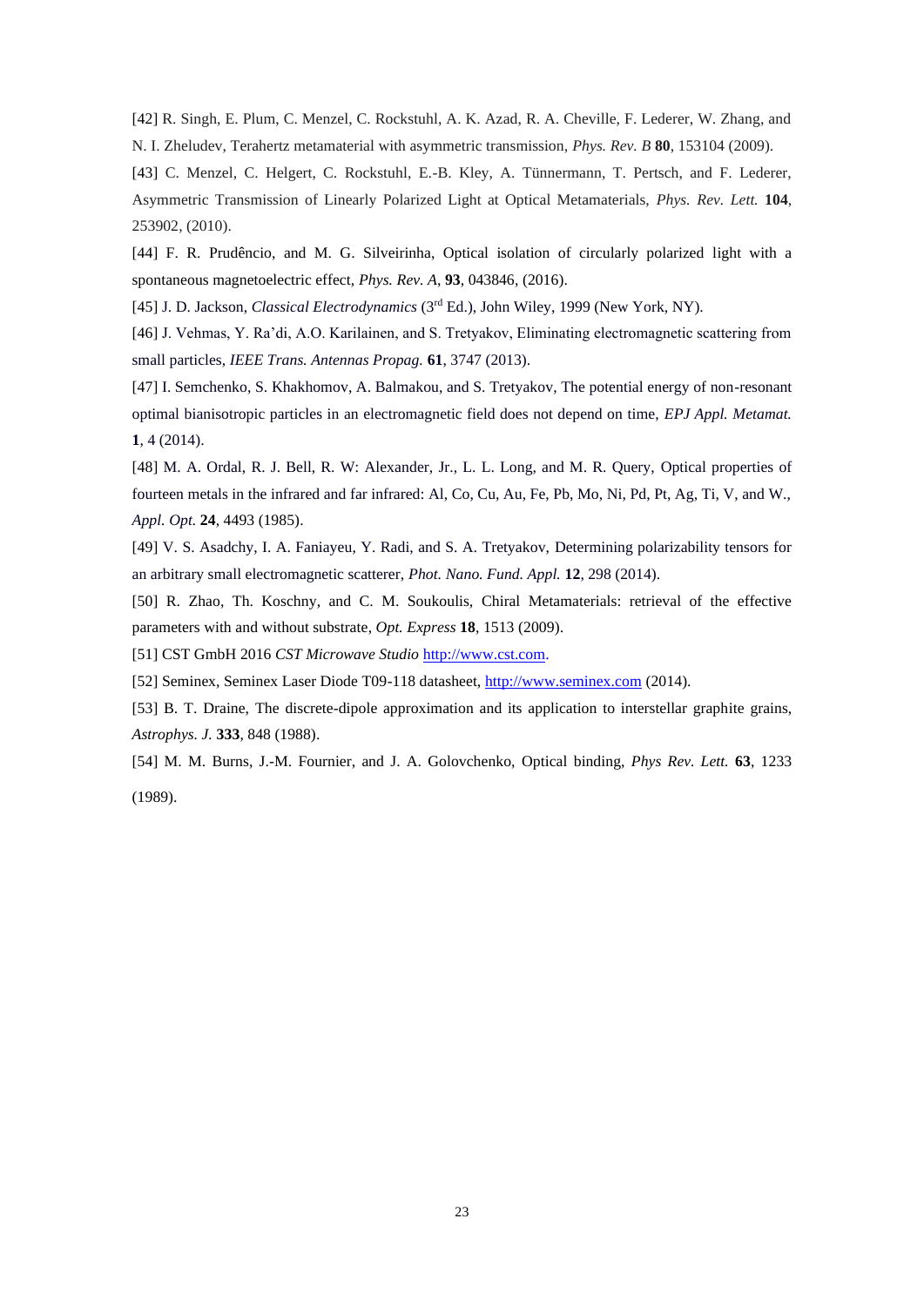[42] R. Singh, E. Plum, C. Menzel, C. Rockstuhl, A. K. Azad, R. A. Cheville, F. Lederer, W. Zhang, and N. I. Zheludev, Terahertz metamaterial with asymmetric transmission, *Phys. Rev. B* **80**, 153104 (2009).

[43] C. Menzel, C. Helgert, C. Rockstuhl, E.-B. Kley, A. Tünnermann, T. Pertsch, and F. Lederer, Asymmetric Transmission of Linearly Polarized Light at Optical Metamaterials, *Phys. Rev. Lett.* **104**, 253902, (2010).

[44] F. R. Prudêncio, and M. G. Silveirinha, Optical isolation of circularly polarized light with a spontaneous magnetoelectric effect, *Phys. Rev. A*, **93**, 043846, (2016).

[45] J. D. Jackson, *Classical Electrodynamics* (3rd Ed.), John Wiley, 1999 (New York, NY).

[46] J. Vehmas, Y. Ra'di, A.O. Karilainen, and S. Tretyakov, Eliminating electromagnetic scattering from small particles, *IEEE Trans. Antennas Propag.* **61**, 3747 (2013).

[47] I. Semchenko, S. Khakhomov, A. Balmakou, and S. Tretyakov, The potential energy of non-resonant optimal bianisotropic particles in an electromagnetic field does not depend on time, *EPJ Appl. Metamat.* **1**, 4 (2014).

[48] M. A. Ordal, R. J. Bell, R. W: Alexander, Jr., L. L. Long, and M. R. Query, Optical properties of fourteen metals in the infrared and far infrared: Al, Co, Cu, Au, Fe, Pb, Mo, Ni, Pd, Pt, Ag, Ti, V, and W., *Appl. Opt.* **24**, 4493 (1985).

[49] V. S. Asadchy, I. A. Faniayeu, Y. Radi, and S. A. Tretyakov, Determining polarizability tensors for an arbitrary small electromagnetic scatterer, *Phot. Nano. Fund. Appl.* **12**, 298 (2014).

[50] R. Zhao, Th. Koschny, and C. M. Soukoulis, Chiral Metamaterials: retrieval of the effective parameters with and without substrate, *Opt. Express* **18**, 1513 (2009).

[51] CST GmbH 2016 *CST Microwave Studio* http://www.cst.com.

[52] Seminex, Seminex Laser Diode T09-118 datasheet, http://www.seminex.com (2014).

[53] B. T. Draine, The discrete-dipole approximation and its application to interstellar graphite grains, *Astrophys. J.* **333**, 848 (1988).

[54] M. M. Burns, J.-M. Fournier, and J. A. Golovchenko, Optical binding, *Phys Rev. Lett.* **63**, 1233 (1989).